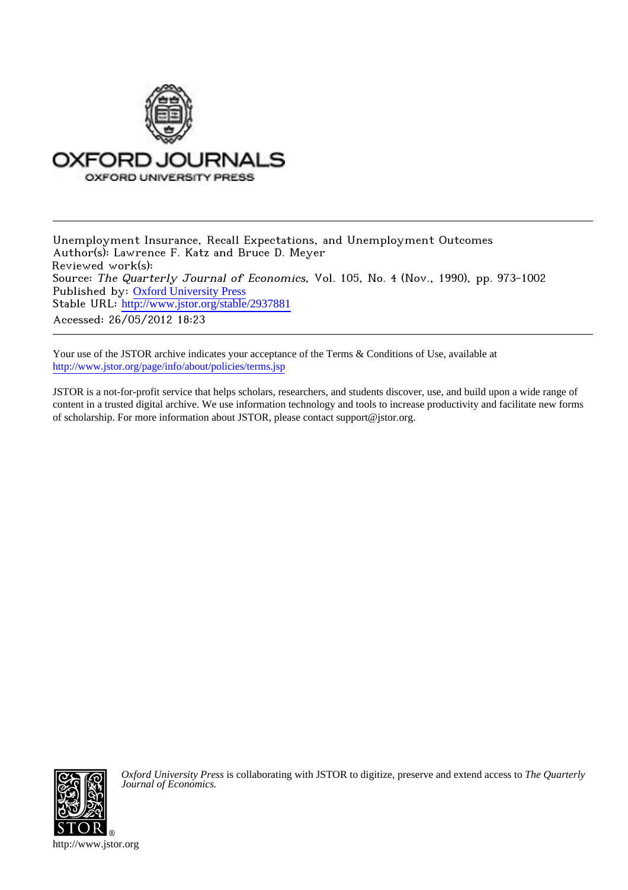Unemployment Insurance, Recall Expectations, and Unemployment Outcomes
Author(s): Lawrence F. Katz and Bruce D. Meyer
Reviewed work(s):
Source: *The Quarterly Journal of Economics*, Vol. 105, No. 4 (Nov., 1990), pp. 973-1002
Published by: Oxford University Press
Stable URL: http://www.jstor.org/stable/2937881
Accessed: 26/05/2012 18:23

---

Your use of the JSTOR archive indicates your acceptance of the Terms & Conditions of Use, available at http://www.jstor.org/page/info/about/policies/terms.jsp

JSTOR is a not-for-profit service that helps scholars, researchers, and students discover, use, and build upon a wide range of content in a trusted digital archive. We use information technology and tools to increase productivity and facilitate new forms of scholarship. For more information about JSTOR, please contact support@jstor.org.

*Oxford University Press* is collaborating with JSTOR to digitize, preserve and extend access to *The Quarterly Journal of Economics.*

http://www.jstor.org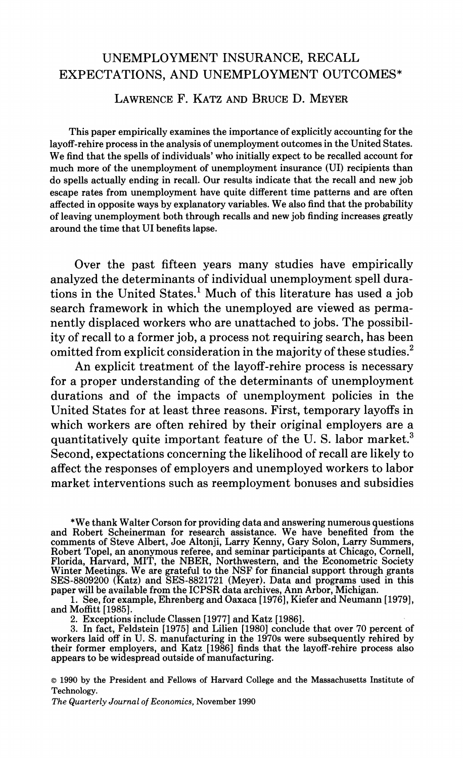# UNEMPLOYMENT INSURANCE, RECALL EXPECTATIONS, AND UNEMPLOYMENT OUTCOMES*

LAWRENCE F. KATZ AND BRUCE D. MEYER

This paper empirically examines the importance of explicitly accounting for the layoff-rehire process in the analysis of unemployment outcomes in the United States. We find that the spells of individuals' who initially expect to be recalled account for much more of the unemployment of unemployment insurance (UI) recipients than do spells actually ending in recall. Our results indicate that the recall and new job escape rates from unemployment have quite different time patterns and are often affected in opposite ways by explanatory variables. We also find that the probability of leaving unemployment both through recalls and new job finding increases greatly around the time that UI benefits lapse.

Over the past fifteen years many studies have empirically analyzed the determinants of individual unemployment spell durations in the United States.[1] Much of this literature has used a job search framework in which the unemployed are viewed as permanently displaced workers who are unattached to jobs. The possibility of recall to a former job, a process not requiring search, has been omitted from explicit consideration in the majority of these studies.[2]

An explicit treatment of the layoff-rehire process is necessary for a proper understanding of the determinants of unemployment durations and of the impacts of unemployment policies in the United States for at least three reasons. First, temporary layoffs in which workers are often rehired by their original employers are a quantitatively quite important feature of the U. S. labor market.[3] Second, expectations concerning the likelihood of recall are likely to affect the responses of employers and unemployed workers to labor market interventions such as reemployment bonuses and subsidies

*We thank Walter Corson for providing data and answering numerous questions and Robert Scheinerman for research assistance. We have benefited from the comments of Steve Albert, Joe Altonji, Larry Kenny, Gary Solon, Larry Summers, Robert Topel, an anonymous referee, and seminar participants at Chicago, Cornell, Florida, Harvard, MIT, the NBER, Northwestern, and the Econometric Society Winter Meetings. We are grateful to the NSF for financial support through grants SES-8809200 (Katz) and SES-8821721 (Meyer). Data and programs used in this paper will be available from the ICPSR data archives, Ann Arbor, Michigan.

1. See, for example, Ehrenberg and Oaxaca [1976], Kiefer and Neumann [1979], and Moffitt [1985].

2. Exceptions include Classen [1977] and Katz [1986].

3. In fact, Feldstein [1975] and Lilien [1980] conclude that over 70 percent of workers laid off in U. S. manufacturing in the 1970s were subsequently rehired by their former employers, and Katz [1986] finds that the layoff-rehire process also appears to be widespread outside of manufacturing.

© 1990 by the President and Fellows of Harvard College and the Massachusetts Institute of Technology.

*The Quarterly Journal of Economics*, November 1990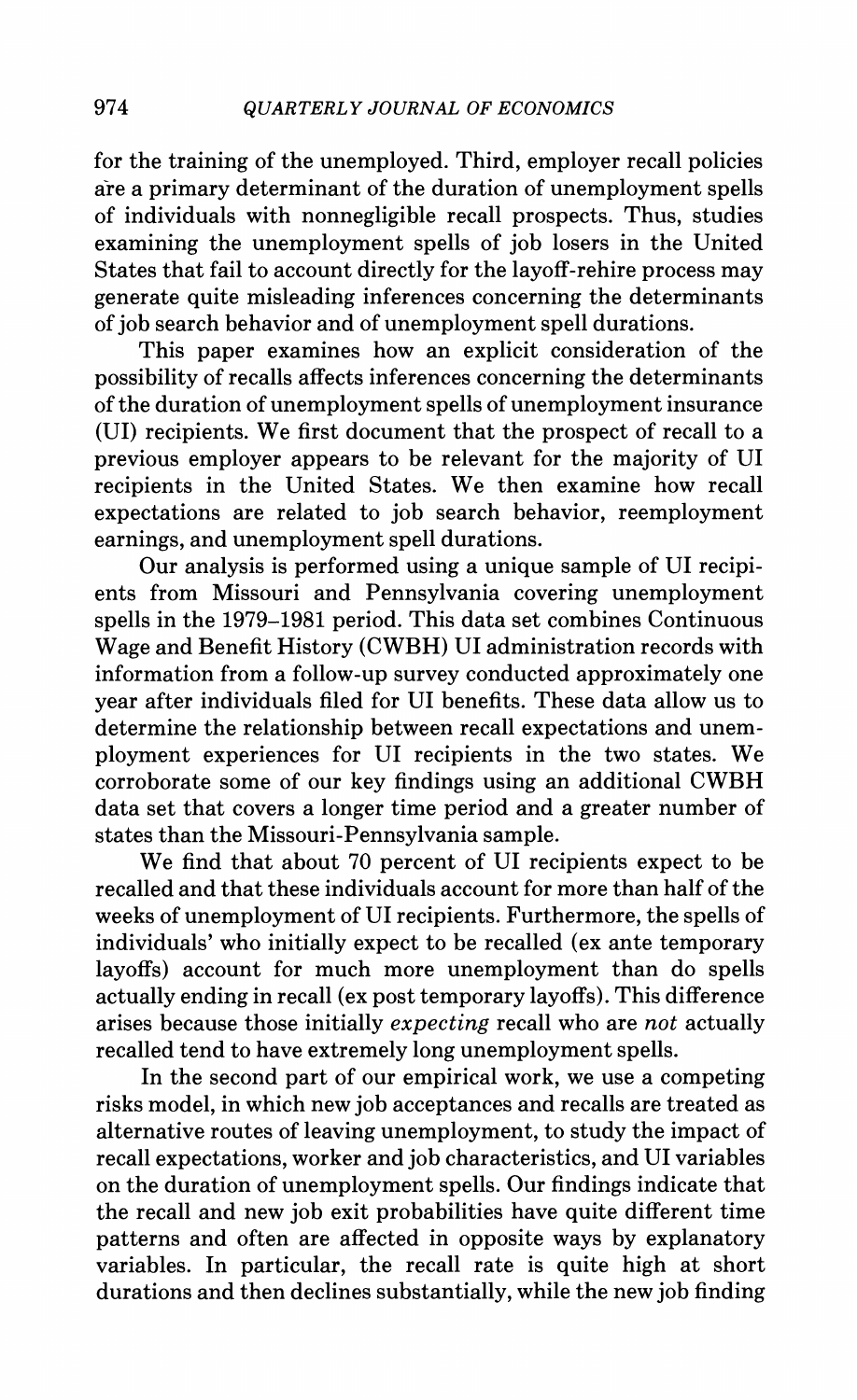for the training of the unemployed. Third, employer recall policies are a primary determinant of the duration of unemployment spells of individuals with nonnegligible recall prospects. Thus, studies examining the unemployment spells of job losers in the United States that fail to account directly for the layoff-rehire process may generate quite misleading inferences concerning the determinants of job search behavior and of unemployment spell durations.

This paper examines how an explicit consideration of the possibility of recalls affects inferences concerning the determinants of the duration of unemployment spells of unemployment insurance (UI) recipients. We first document that the prospect of recall to a previous employer appears to be relevant for the majority of UI recipients in the United States. We then examine how recall expectations are related to job search behavior, reemployment earnings, and unemployment spell durations.

Our analysis is performed using a unique sample of UI recipients from Missouri and Pennsylvania covering unemployment spells in the 1979–1981 period. This data set combines Continuous Wage and Benefit History (CWBH) UI administration records with information from a follow-up survey conducted approximately one year after individuals filed for UI benefits. These data allow us to determine the relationship between recall expectations and unemployment experiences for UI recipients in the two states. We corroborate some of our key findings using an additional CWBH data set that covers a longer time period and a greater number of states than the Missouri-Pennsylvania sample.

We find that about 70 percent of UI recipients expect to be recalled and that these individuals account for more than half of the weeks of unemployment of UI recipients. Furthermore, the spells of individuals' who initially expect to be recalled (ex ante temporary layoffs) account for much more unemployment than do spells actually ending in recall (ex post temporary layoffs). This difference arises because those initially *expecting* recall who are *not* actually recalled tend to have extremely long unemployment spells.

In the second part of our empirical work, we use a competing risks model, in which new job acceptances and recalls are treated as alternative routes of leaving unemployment, to study the impact of recall expectations, worker and job characteristics, and UI variables on the duration of unemployment spells. Our findings indicate that the recall and new job exit probabilities have quite different time patterns and often are affected in opposite ways by explanatory variables. In particular, the recall rate is quite high at short durations and then declines substantially, while the new job finding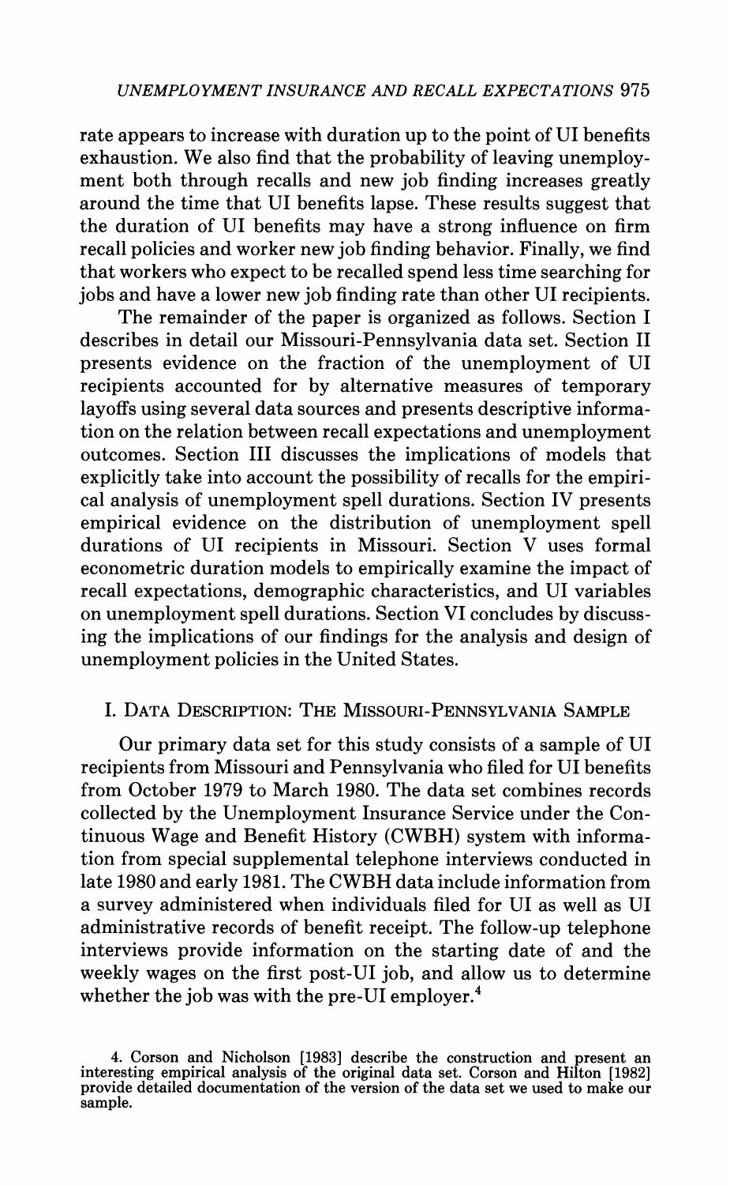rate appears to increase with duration up to the point of UI benefits exhaustion. We also find that the probability of leaving unemployment both through recalls and new job finding increases greatly around the time that UI benefits lapse. These results suggest that the duration of UI benefits may have a strong influence on firm recall policies and worker new job finding behavior. Finally, we find that workers who expect to be recalled spend less time searching for jobs and have a lower new job finding rate than other UI recipients.

The remainder of the paper is organized as follows. Section I describes in detail our Missouri-Pennsylvania data set. Section II presents evidence on the fraction of the unemployment of UI recipients accounted for by alternative measures of temporary layoffs using several data sources and presents descriptive information on the relation between recall expectations and unemployment outcomes. Section III discusses the implications of models that explicitly take into account the possibility of recalls for the empirical analysis of unemployment spell durations. Section IV presents empirical evidence on the distribution of unemployment spell durations of UI recipients in Missouri. Section V uses formal econometric duration models to empirically examine the impact of recall expectations, demographic characteristics, and UI variables on unemployment spell durations. Section VI concludes by discussing the implications of our findings for the analysis and design of unemployment policies in the United States.

## I. Data Description: The Missouri-Pennsylvania Sample

Our primary data set for this study consists of a sample of UI recipients from Missouri and Pennsylvania who filed for UI benefits from October 1979 to March 1980. The data set combines records collected by the Unemployment Insurance Service under the Continuous Wage and Benefit History (CWBH) system with information from special supplemental telephone interviews conducted in late 1980 and early 1981. The CWBH data include information from a survey administered when individuals filed for UI as well as UI administrative records of benefit receipt. The follow-up telephone interviews provide information on the starting date of and the weekly wages on the first post-UI job, and allow us to determine whether the job was with the pre-UI employer.[4]

4. Corson and Nicholson [1983] describe the construction and present an interesting empirical analysis of the original data set. Corson and Hilton [1982] provide detailed documentation of the version of the data set we used to make our sample.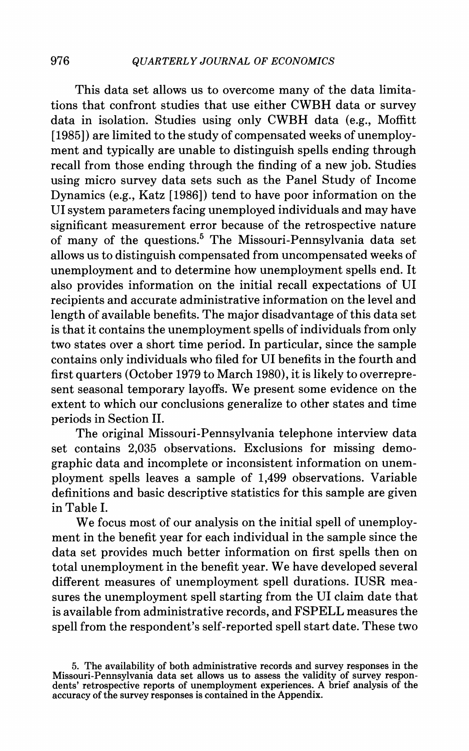This data set allows us to overcome many of the data limitations that confront studies that use either CWBH data or survey data in isolation. Studies using only CWBH data (e.g., Moffitt [1985]) are limited to the study of compensated weeks of unemployment and typically are unable to distinguish spells ending through recall from those ending through the finding of a new job. Studies using micro survey data sets such as the Panel Study of Income Dynamics (e.g., Katz [1986]) tend to have poor information on the UI system parameters facing unemployed individuals and may have significant measurement error because of the retrospective nature of many of the questions.[5] The Missouri-Pennsylvania data set allows us to distinguish compensated from uncompensated weeks of unemployment and to determine how unemployment spells end. It also provides information on the initial recall expectations of UI recipients and accurate administrative information on the level and length of available benefits. The major disadvantage of this data set is that it contains the unemployment spells of individuals from only two states over a short time period. In particular, since the sample contains only individuals who filed for UI benefits in the fourth and first quarters (October 1979 to March 1980), it is likely to overrepresent seasonal temporary layoffs. We present some evidence on the extent to which our conclusions generalize to other states and time periods in Section II.

The original Missouri-Pennsylvania telephone interview data set contains 2,035 observations. Exclusions for missing demographic data and incomplete or inconsistent information on unemployment spells leaves a sample of 1,499 observations. Variable definitions and basic descriptive statistics for this sample are given in Table I.

We focus most of our analysis on the initial spell of unemployment in the benefit year for each individual in the sample since the data set provides much better information on first spells then on total unemployment in the benefit year. We have developed several different measures of unemployment spell durations. IUSR measures the unemployment spell starting from the UI claim date that is available from administrative records, and FSPELL measures the spell from the respondent's self-reported spell start date. These two

5. The availability of both administrative records and survey responses in the Missouri-Pennsylvania data set allows us to assess the validity of survey respondents' retrospective reports of unemployment experiences. A brief analysis of the accuracy of the survey responses is contained in the Appendix.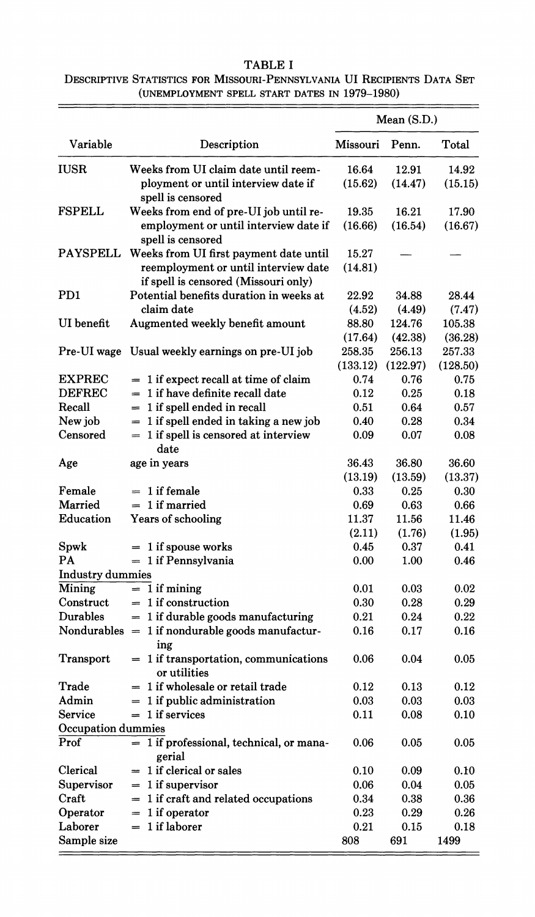# TABLE I

DESCRIPTIVE STATISTICS FOR MISSOURI-PENNSYLVANIA UI RECIPIENTS DATA SET (UNEMPLOYMENT SPELL START DATES IN 1979–1980)

| Variable | Description | Mean (S.D.) | | |
|---|---|---|---|---|
| | | Missouri | Penn. | Total |
| IUSR | Weeks from UI claim date until reemployment or until interview date if spell is censored | 16.64 (15.62) | 12.91 (14.47) | 14.92 (15.15) |
| FSPELL | Weeks from end of pre-UI job until reemployment or until interview date if spell is censored | 19.35 (16.66) | 16.21 (16.54) | 17.90 (16.67) |
| PAYSPELL | Weeks from UI first payment date until reemployment or until interview date if spell is censored (Missouri only) | 15.27 (14.81) | — | — |
| PD1 | Potential benefits duration in weeks at claim date | 22.92 (4.52) | 34.88 (4.49) | 28.44 (7.47) |
| UI benefit | Augmented weekly benefit amount | 88.80 (17.64) | 124.76 (42.38) | 105.38 (36.28) |
| Pre-UI wage | Usual weekly earnings on pre-UI job | 258.35 (133.12) | 256.13 (122.97) | 257.33 (128.50) |
| EXPREC | = 1 if expect recall at time of claim | 0.74 | 0.76 | 0.75 |
| DEFREC | = 1 if have definite recall date | 0.12 | 0.25 | 0.18 |
| Recall | = 1 if spell ended in recall | 0.51 | 0.64 | 0.57 |
| New job | = 1 if spell ended in taking a new job | 0.40 | 0.28 | 0.34 |
| Censored | = 1 if spell is censored at interview date | 0.09 | 0.07 | 0.08 |
| Age | age in years | 36.43 (13.19) | 36.80 (13.59) | 36.60 (13.37) |
| Female | = 1 if female | 0.33 | 0.25 | 0.30 |
| Married | = 1 if married | 0.69 | 0.63 | 0.66 |
| Education | Years of schooling | 11.37 (2.11) | 11.56 (1.76) | 11.46 (1.95) |
| Spwk | = 1 if spouse works | 0.45 | 0.37 | 0.41 |
| PA | = 1 if Pennsylvania | 0.00 | 1.00 | 0.46 |
| *Industry dummies* | | | | |
| Mining | = 1 if mining | 0.01 | 0.03 | 0.02 |
| Construct | = 1 if construction | 0.30 | 0.28 | 0.29 |
| Durables | = 1 if durable goods manufacturing | 0.21 | 0.24 | 0.22 |
| Nondurables | = 1 if nondurable goods manufacturing | 0.16 | 0.17 | 0.16 |
| Transport | = 1 if transportation, communications or utilities | 0.06 | 0.04 | 0.05 |
| Trade | = 1 if wholesale or retail trade | 0.12 | 0.13 | 0.12 |
| Admin | = 1 if public administration | 0.03 | 0.03 | 0.03 |
| Service | = 1 if services | 0.11 | 0.08 | 0.10 |
| *Occupation dummies* | | | | |
| Prof | = 1 if professional, technical, or managerial | 0.06 | 0.05 | 0.05 |
| Clerical | = 1 if clerical or sales | 0.10 | 0.09 | 0.10 |
| Supervisor | = 1 if supervisor | 0.06 | 0.04 | 0.05 |
| Craft | = 1 if craft and related occupations | 0.34 | 0.38 | 0.36 |
| Operator | = 1 if operator | 0.23 | 0.29 | 0.26 |
| Laborer | = 1 if laborer | 0.21 | 0.15 | 0.18 |
| Sample size | | 808 | 691 | 1499 |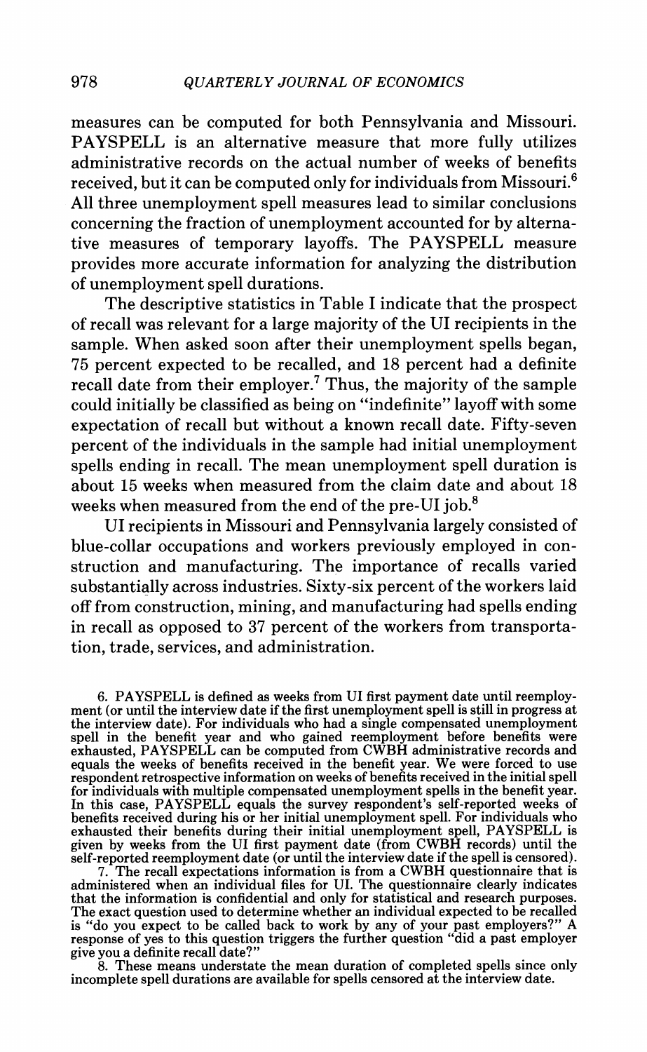measures can be computed for both Pennsylvania and Missouri. PAYSPELL is an alternative measure that more fully utilizes administrative records on the actual number of weeks of benefits received, but it can be computed only for individuals from Missouri.[6] All three unemployment spell measures lead to similar conclusions concerning the fraction of unemployment accounted for by alternative measures of temporary layoffs. The PAYSPELL measure provides more accurate information for analyzing the distribution of unemployment spell durations.

The descriptive statistics in Table I indicate that the prospect of recall was relevant for a large majority of the UI recipients in the sample. When asked soon after their unemployment spells began, 75 percent expected to be recalled, and 18 percent had a definite recall date from their employer.[7] Thus, the majority of the sample could initially be classified as being on "indefinite" layoff with some expectation of recall but without a known recall date. Fifty-seven percent of the individuals in the sample had initial unemployment spells ending in recall. The mean unemployment spell duration is about 15 weeks when measured from the claim date and about 18 weeks when measured from the end of the pre-UI job.[8]

UI recipients in Missouri and Pennsylvania largely consisted of blue-collar occupations and workers previously employed in construction and manufacturing. The importance of recalls varied substantially across industries. Sixty-six percent of the workers laid off from construction, mining, and manufacturing had spells ending in recall as opposed to 37 percent of the workers from transportation, trade, services, and administration.

6. PAYSPELL is defined as weeks from UI first payment date until reemployment (or until the interview date if the first unemployment spell is still in progress at the interview date). For individuals who had a single compensated unemployment spell in the benefit year and who gained reemployment before benefits were exhausted, PAYSPELL can be computed from CWBH administrative records and equals the weeks of benefits received in the benefit year. We were forced to use respondent retrospective information on weeks of benefits received in the initial spell for individuals with multiple compensated unemployment spells in the benefit year. In this case, PAYSPELL equals the survey respondent's self-reported weeks of benefits received during his or her initial unemployment spell. For individuals who exhausted their benefits during their initial unemployment spell, PAYSPELL is given by weeks from the UI first payment date (from CWBH records) until the self-reported reemployment date (or until the interview date if the spell is censored).

7. The recall expectations information is from a CWBH questionnaire that is administered when an individual files for UI. The questionnaire clearly indicates that the information is confidential and only for statistical and research purposes. The exact question used to determine whether an individual expected to be recalled is "do you expect to be called back to work by any of your past employers?" A response of yes to this question triggers the further question "did a past employer give you a definite recall date?"

8. These means understate the mean duration of completed spells since only incomplete spell durations are available for spells censored at the interview date.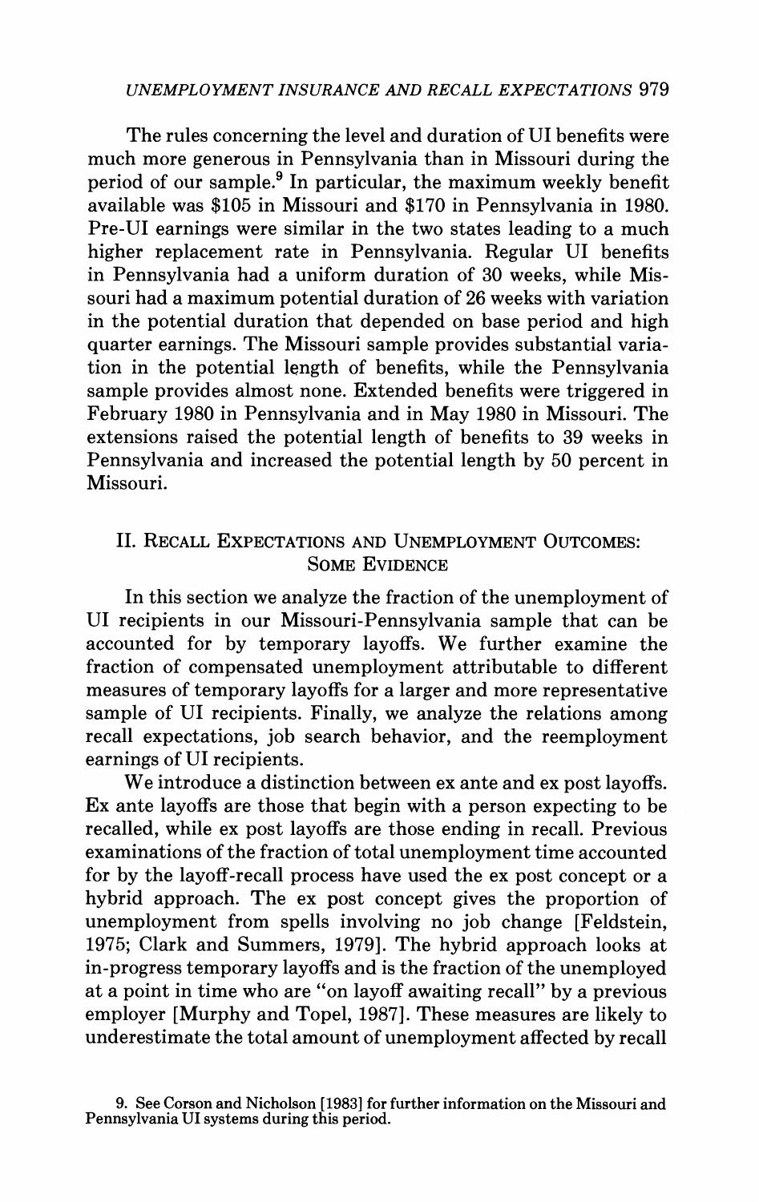The rules concerning the level and duration of UI benefits were much more generous in Pennsylvania than in Missouri during the period of our sample.[9] In particular, the maximum weekly benefit available was $105 in Missouri and $170 in Pennsylvania in 1980. Pre-UI earnings were similar in the two states leading to a much higher replacement rate in Pennsylvania. Regular UI benefits in Pennsylvania had a uniform duration of 30 weeks, while Missouri had a maximum potential duration of 26 weeks with variation in the potential duration that depended on base period and high quarter earnings. The Missouri sample provides substantial variation in the potential length of benefits, while the Pennsylvania sample provides almost none. Extended benefits were triggered in February 1980 in Pennsylvania and in May 1980 in Missouri. The extensions raised the potential length of benefits to 39 weeks in Pennsylvania and increased the potential length by 50 percent in Missouri.

## II. RECALL EXPECTATIONS AND UNEMPLOYMENT OUTCOMES: SOME EVIDENCE

In this section we analyze the fraction of the unemployment of UI recipients in our Missouri-Pennsylvania sample that can be accounted for by temporary layoffs. We further examine the fraction of compensated unemployment attributable to different measures of temporary layoffs for a larger and more representative sample of UI recipients. Finally, we analyze the relations among recall expectations, job search behavior, and the reemployment earnings of UI recipients.

We introduce a distinction between ex ante and ex post layoffs. Ex ante layoffs are those that begin with a person expecting to be recalled, while ex post layoffs are those ending in recall. Previous examinations of the fraction of total unemployment time accounted for by the layoff-recall process have used the ex post concept or a hybrid approach. The ex post concept gives the proportion of unemployment from spells involving no job change [Feldstein, 1975; Clark and Summers, 1979]. The hybrid approach looks at in-progress temporary layoffs and is the fraction of the unemployed at a point in time who are "on layoff awaiting recall" by a previous employer [Murphy and Topel, 1987]. These measures are likely to underestimate the total amount of unemployment affected by recall

9. See Corson and Nicholson [1983] for further information on the Missouri and Pennsylvania UI systems during this period.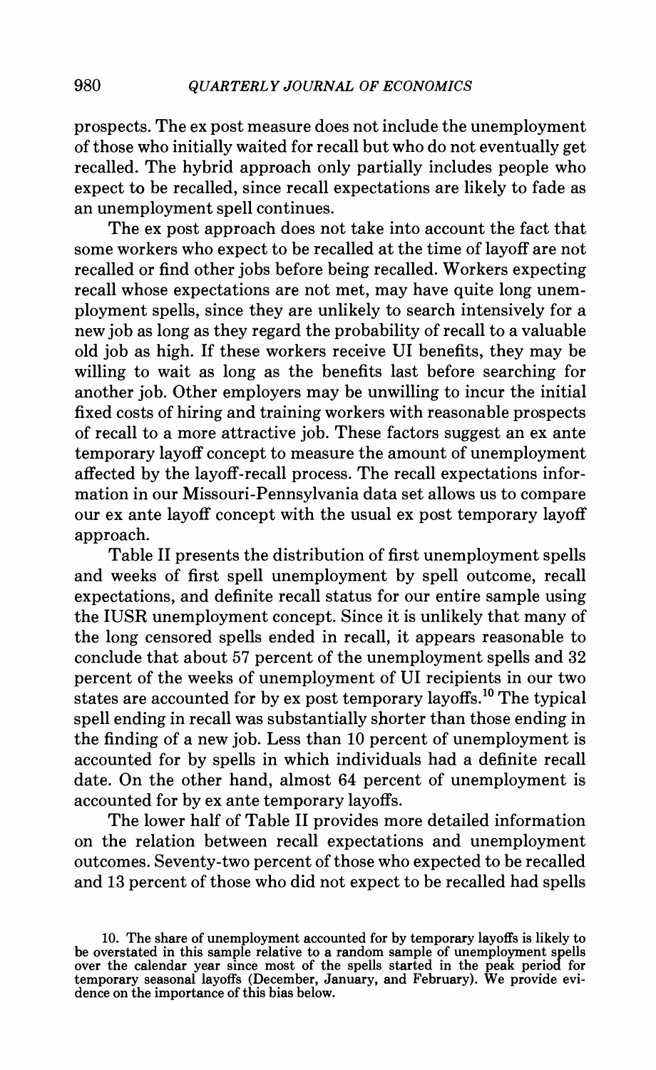prospects. The ex post measure does not include the unemployment of those who initially waited for recall but who do not eventually get recalled. The hybrid approach only partially includes people who expect to be recalled, since recall expectations are likely to fade as an unemployment spell continues.

The ex post approach does not take into account the fact that some workers who expect to be recalled at the time of layoff are not recalled or find other jobs before being recalled. Workers expecting recall whose expectations are not met, may have quite long unemployment spells, since they are unlikely to search intensively for a new job as long as they regard the probability of recall to a valuable old job as high. If these workers receive UI benefits, they may be willing to wait as long as the benefits last before searching for another job. Other employers may be unwilling to incur the initial fixed costs of hiring and training workers with reasonable prospects of recall to a more attractive job. These factors suggest an ex ante temporary layoff concept to measure the amount of unemployment affected by the layoff-recall process. The recall expectations information in our Missouri-Pennsylvania data set allows us to compare our ex ante layoff concept with the usual ex post temporary layoff approach.

Table II presents the distribution of first unemployment spells and weeks of first spell unemployment by spell outcome, recall expectations, and definite recall status for our entire sample using the IUSR unemployment concept. Since it is unlikely that many of the long censored spells ended in recall, it appears reasonable to conclude that about 57 percent of the unemployment spells and 32 percent of the weeks of unemployment of UI recipients in our two states are accounted for by ex post temporary layoffs.[10] The typical spell ending in recall was substantially shorter than those ending in the finding of a new job. Less than 10 percent of unemployment is accounted for by spells in which individuals had a definite recall date. On the other hand, almost 64 percent of unemployment is accounted for by ex ante temporary layoffs.

The lower half of Table II provides more detailed information on the relation between recall expectations and unemployment outcomes. Seventy-two percent of those who expected to be recalled and 13 percent of those who did not expect to be recalled had spells

10. The share of unemployment accounted for by temporary layoffs is likely to be overstated in this sample relative to a random sample of unemployment spells over the calendar year since most of the spells started in the peak period for temporary seasonal layoffs (December, January, and February). We provide evidence on the importance of this bias below.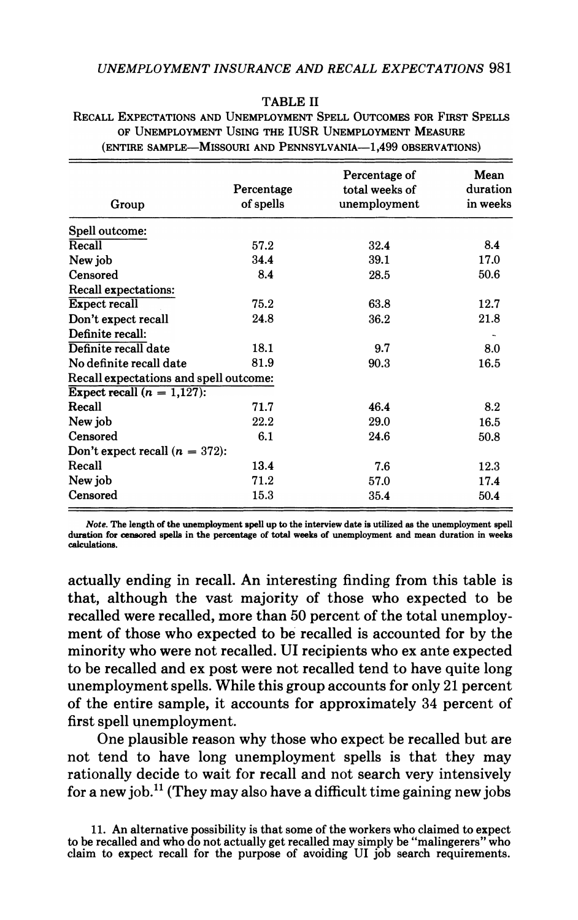TABLE II

RECALL EXPECTATIONS AND UNEMPLOYMENT SPELL OUTCOMES FOR FIRST SPELLS OF UNEMPLOYMENT USING THE IUSR UNEMPLOYMENT MEASURE (ENTIRE SAMPLE—MISSOURI AND PENNSYLVANIA—1,499 OBSERVATIONS)

| Group | Percentage of spells | Percentage of total weeks of unemployment | Mean duration in weeks |
|---|---|---|---|
| Spell outcome: | | | |
| Recall | 57.2 | 32.4 | 8.4 |
| New job | 34.4 | 39.1 | 17.0 |
| Censored | 8.4 | 28.5 | 50.6 |
| Recall expectations: | | | |
| Expect recall | 75.2 | 63.8 | 12.7 |
| Don't expect recall | 24.8 | 36.2 | 21.8 |
| Definite recall: | | | |
| Definite recall date | 18.1 | 9.7 | 8.0 |
| No definite recall date | 81.9 | 90.3 | 16.5 |
| Recall expectations and spell outcome: | | | |
| Expect recall ($n$ = 1,127): | | | |
| Recall | 71.7 | 46.4 | 8.2 |
| New job | 22.2 | 29.0 | 16.5 |
| Censored | 6.1 | 24.6 | 50.8 |
| Don't expect recall ($n$ = 372): | | | |
| Recall | 13.4 | 7.6 | 12.3 |
| New job | 71.2 | 57.0 | 17.4 |
| Censored | 15.3 | 35.4 | 50.4 |

*Note.* The length of the unemployment spell up to the interview date is utilized as the unemployment spell duration for censored spells in the percentage of total weeks of unemployment and mean duration in weeks calculations.

actually ending in recall. An interesting finding from this table is that, although the vast majority of those who expected to be recalled were recalled, more than 50 percent of the total unemployment of those who expected to be recalled is accounted for by the minority who were not recalled. UI recipients who ex ante expected to be recalled and ex post were not recalled tend to have quite long unemployment spells. While this group accounts for only 21 percent of the entire sample, it accounts for approximately 34 percent of first spell unemployment.

One plausible reason why those who expect be recalled but are not tend to have long unemployment spells is that they may rationally decide to wait for recall and not search very intensively for a new job.[11] (They may also have a difficult time gaining new jobs

11. An alternative possibility is that some of the workers who claimed to expect to be recalled and who do not actually get recalled may simply be "malingerers" who claim to expect recall for the purpose of avoiding UI job search requirements.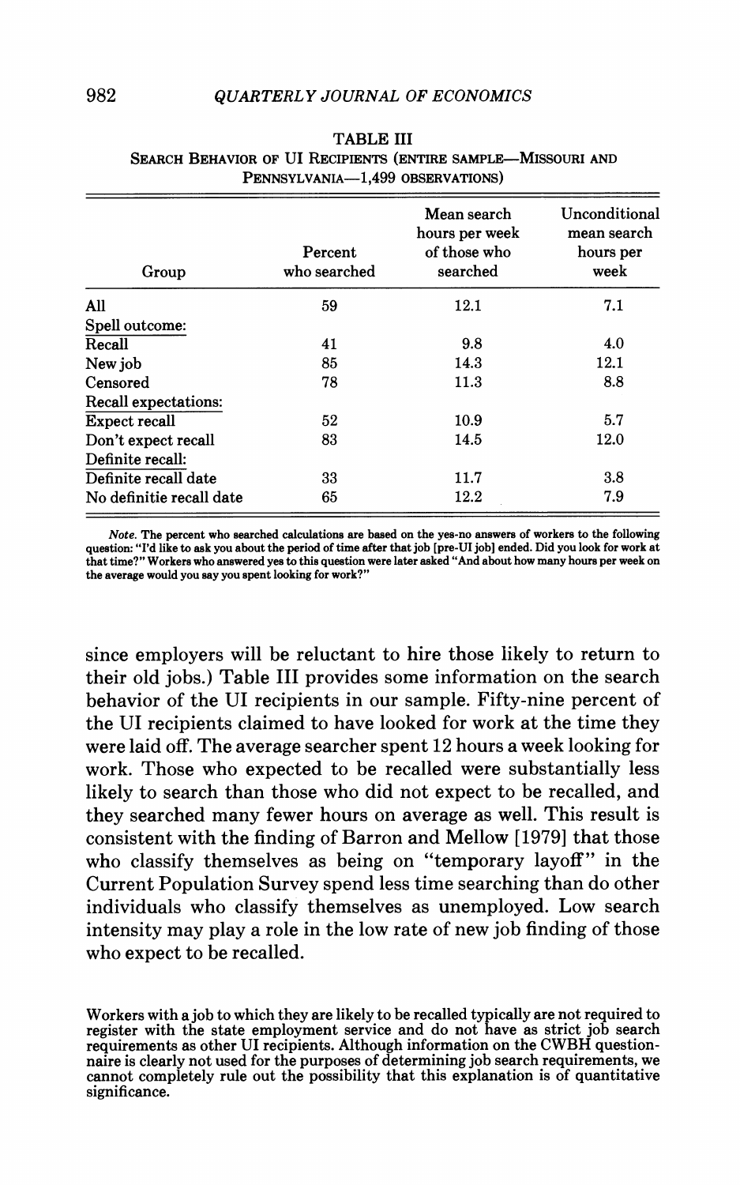TABLE III

SEARCH BEHAVIOR OF UI RECIPIENTS (ENTIRE SAMPLE—MISSOURI AND PENNSYLVANIA—1,499 OBSERVATIONS)

| Group | Percent who searched | Mean search hours per week of those who searched | Unconditional mean search hours per week |
|---|---|---|---|
| All | 59 | 12.1 | 7.1 |
| Spell outcome: | | | |
| Recall | 41 | 9.8 | 4.0 |
| New job | 85 | 14.3 | 12.1 |
| Censored | 78 | 11.3 | 8.8 |
| Recall expectations: | | | |
| Expect recall | 52 | 10.9 | 5.7 |
| Don't expect recall | 83 | 14.5 | 12.0 |
| Definite recall: | | | |
| Definite recall date | 33 | 11.7 | 3.8 |
| No definitie recall date | 65 | 12.2 | 7.9 |

*Note.* The percent who searched calculations are based on the yes-no answers of workers to the following question: "I'd like to ask you about the period of time after that job [pre-UI job] ended. Did you look for work at that time?" Workers who answered yes to this question were later asked "And about how many hours per week on the average would you say you spent looking for work?"

since employers will be reluctant to hire those likely to return to their old jobs.) Table III provides some information on the search behavior of the UI recipients in our sample. Fifty-nine percent of the UI recipients claimed to have looked for work at the time they were laid off. The average searcher spent 12 hours a week looking for work. Those who expected to be recalled were substantially less likely to search than those who did not expect to be recalled, and they searched many fewer hours on average as well. This result is consistent with the finding of Barron and Mellow [1979] that those who classify themselves as being on "temporary layoff" in the Current Population Survey spend less time searching than do other individuals who classify themselves as unemployed. Low search intensity may play a role in the low rate of new job finding of those who expect to be recalled.

Workers with a job to which they are likely to be recalled typically are not required to register with the state employment service and do not have as strict job search requirements as other UI recipients. Although information on the CWBH questionnaire is clearly not used for the purposes of determining job search requirements, we cannot completely rule out the possibility that this explanation is of quantitative significance.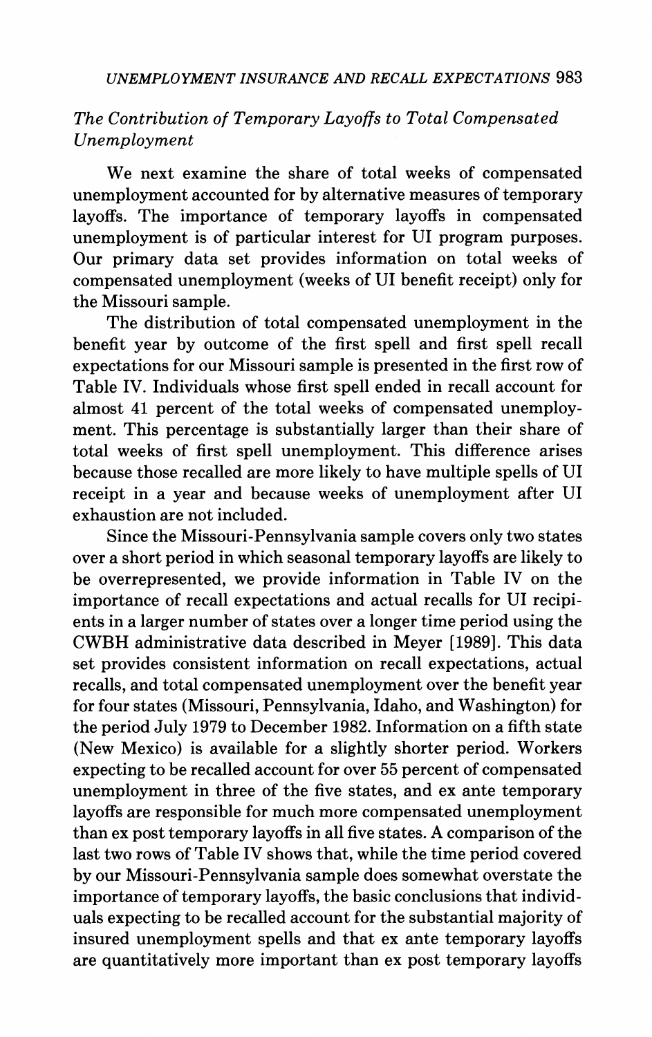### *The Contribution of Temporary Layoffs to Total Compensated Unemployment*

We next examine the share of total weeks of compensated unemployment accounted for by alternative measures of temporary layoffs. The importance of temporary layoffs in compensated unemployment is of particular interest for UI program purposes. Our primary data set provides information on total weeks of compensated unemployment (weeks of UI benefit receipt) only for the Missouri sample.

The distribution of total compensated unemployment in the benefit year by outcome of the first spell and first spell recall expectations for our Missouri sample is presented in the first row of Table IV. Individuals whose first spell ended in recall account for almost 41 percent of the total weeks of compensated unemployment. This percentage is substantially larger than their share of total weeks of first spell unemployment. This difference arises because those recalled are more likely to have multiple spells of UI receipt in a year and because weeks of unemployment after UI exhaustion are not included.

Since the Missouri-Pennsylvania sample covers only two states over a short period in which seasonal temporary layoffs are likely to be overrepresented, we provide information in Table IV on the importance of recall expectations and actual recalls for UI recipients in a larger number of states over a longer time period using the CWBH administrative data described in Meyer [1989]. This data set provides consistent information on recall expectations, actual recalls, and total compensated unemployment over the benefit year for four states (Missouri, Pennsylvania, Idaho, and Washington) for the period July 1979 to December 1982. Information on a fifth state (New Mexico) is available for a slightly shorter period. Workers expecting to be recalled account for over 55 percent of compensated unemployment in three of the five states, and ex ante temporary layoffs are responsible for much more compensated unemployment than ex post temporary layoffs in all five states. A comparison of the last two rows of Table IV shows that, while the time period covered by our Missouri-Pennsylvania sample does somewhat overstate the importance of temporary layoffs, the basic conclusions that individuals expecting to be recalled account for the substantial majority of insured unemployment spells and that ex ante temporary layoffs are quantitatively more important than ex post temporary layoffs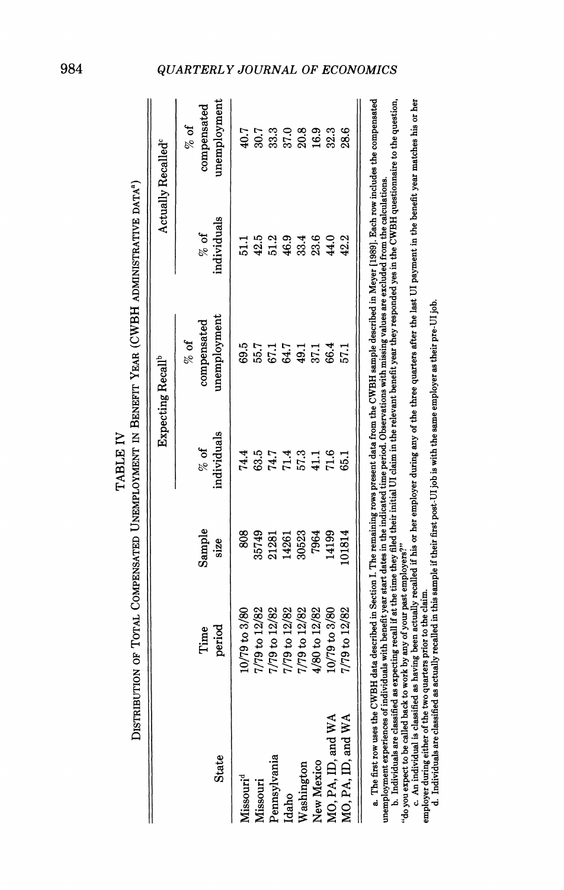TABLE IV

DISTRIBUTION OF TOTAL COMPENSATED UNEMPLOYMENT IN BENEFIT YEAR (CWBH ADMINISTRATIVE DATA[a])

| State | Time period | Sample size | Expecting Recall[b] | | Actually Recalled[c] | |
|---|---|---|---|---|---|---|
| | | | % of individuals | % of compensated unemployment | % of individuals | % of compensated unemployment |
| Missouri[d] | 10/79 to 3/80 | 808 | 74.4 | 69.5 | 51.1 | 40.7 |
| Missouri | 7/79 to 12/82 | 35749 | 63.5 | 55.7 | 42.5 | 30.7 |
| Pennsylvania | 7/79 to 12/82 | 21281 | 74.7 | 67.1 | 51.2 | 33.3 |
| Idaho | 7/79 to 12/82 | 14261 | 71.4 | 64.7 | 46.9 | 37.0 |
| Washington | 7/79 to 12/82 | 30523 | 57.3 | 49.1 | 33.4 | 20.8 |
| New Mexico | 4/80 to 12/82 | 7964 | 41.1 | 37.1 | 23.6 | 16.9 |
| MO, PA, ID, and WA | 10/79 to 3/80 | 14199 | 71.6 | 66.4 | 44.0 | 32.3 |
| MO, PA, ID, and WA | 7/79 to 12/82 | 101814 | 65.1 | 57.1 | 42.2 | 28.6 |

a. The first row uses the CWBH data described in Section I. The remaining rows present data from the CWBH sample described in Meyer [1989]. Each row includes the compensated unemployment experiences of individuals with benefit year start dates in the indicated time period. Observations with missing values are excluded from the calculations.

b. Individuals are classified as expecting recall if at the time they filed their initial UI claim in the relevant benefit year they responded yes in the CWBH questionnaire to the question, "do you expect to be called back to work by any of your past employers?"

c. An individual is classified as having been actually recalled if his or her employer during any of the three quarters after the last UI payment in the benefit year matches his or her employer during either of the two quarters prior to the claim.

d. Individuals are classified as actually recalled in this sample if their first post-UI job is with the same employer as their pre-UI job.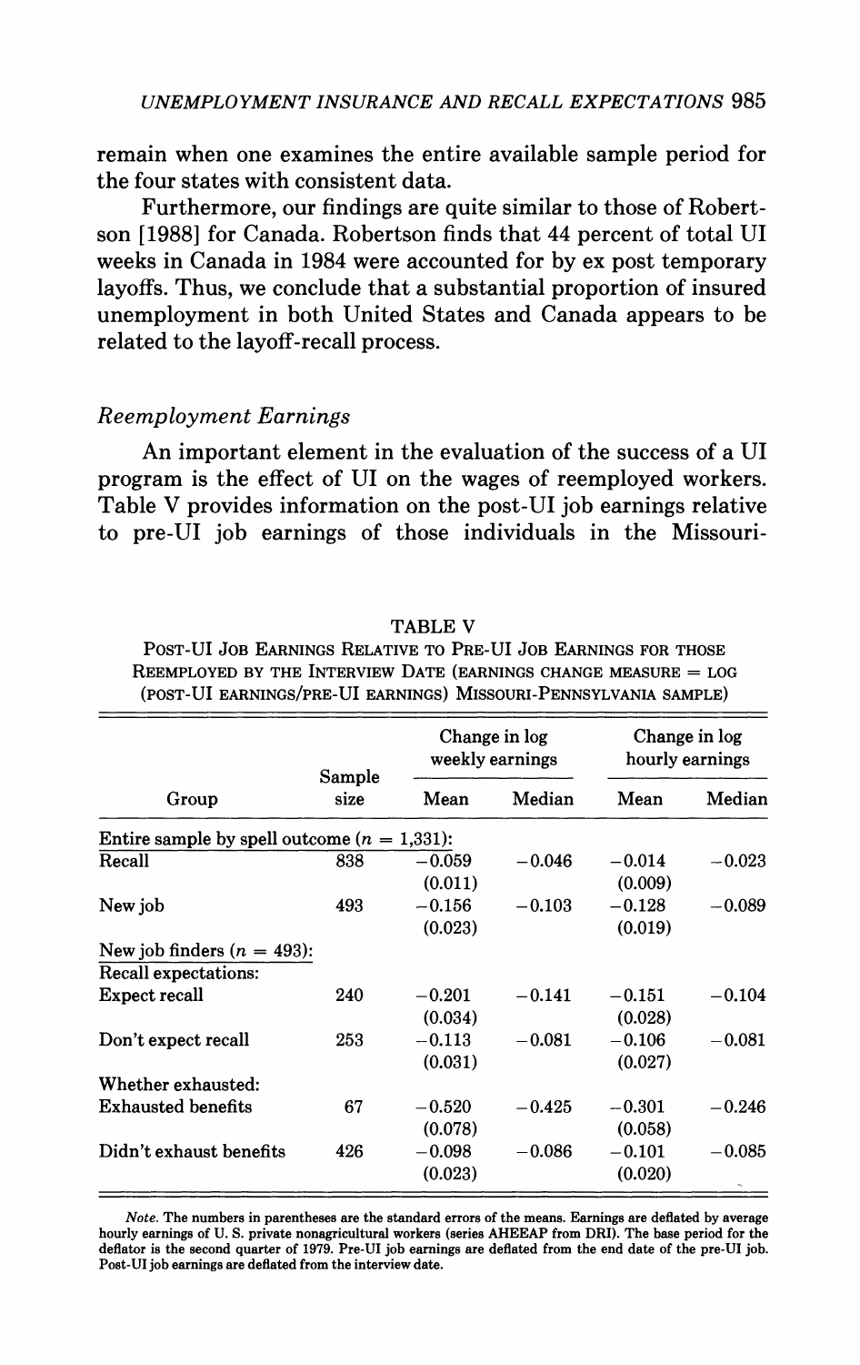remain when one examines the entire available sample period for the four states with consistent data.

Furthermore, our findings are quite similar to those of Robertson [1988] for Canada. Robertson finds that 44 percent of total UI weeks in Canada in 1984 were accounted for by ex post temporary layoffs. Thus, we conclude that a substantial proportion of insured unemployment in both United States and Canada appears to be related to the layoff-recall process.

### *Reemployment Earnings*

An important element in the evaluation of the success of a UI program is the effect of UI on the wages of reemployed workers. Table V provides information on the post-UI job earnings relative to pre-UI job earnings of those individuals in the Missouri-

TABLE V

POST-UI JOB EARNINGS RELATIVE TO PRE-UI JOB EARNINGS FOR THOSE REEMPLOYED BY THE INTERVIEW DATE (EARNINGS CHANGE MEASURE = LOG (POST-UI EARNINGS/PRE-UI EARNINGS) MISSOURI-PENNSYLVANIA SAMPLE)

| Group | Sample size | Change in log weekly earnings | | Change in log hourly earnings | |
|---|---|---|---|---|---|
| | | Mean | Median | Mean | Median |
| Entire sample by spell outcome ($n$ = 1,331): | | | | | |
| Recall | 838 | −0.059 (0.011) | −0.046 | −0.014 (0.009) | −0.023 |
| New job | 493 | −0.156 (0.023) | −0.103 | −0.128 (0.019) | −0.089 |
| New job finders ($n$ = 493): | | | | | |
| Recall expectations: | | | | | |
| Expect recall | 240 | −0.201 (0.034) | −0.141 | −0.151 (0.028) | −0.104 |
| Don't expect recall | 253 | −0.113 (0.031) | −0.081 | −0.106 (0.027) | −0.081 |
| Whether exhausted: | | | | | |
| Exhausted benefits | 67 | −0.520 (0.078) | −0.425 | −0.301 (0.058) | −0.246 |
| Didn't exhaust benefits | 426 | −0.098 (0.023) | −0.086 | −0.101 (0.020) | −0.085 |

*Note.* The numbers in parentheses are the standard errors of the means. Earnings are deflated by average hourly earnings of U. S. private nonagricultural workers (series AHEEAP from DRI). The base period for the deflator is the second quarter of 1979. Pre-UI job earnings are deflated from the end date of the pre-UI job. Post-UI job earnings are deflated from the interview date.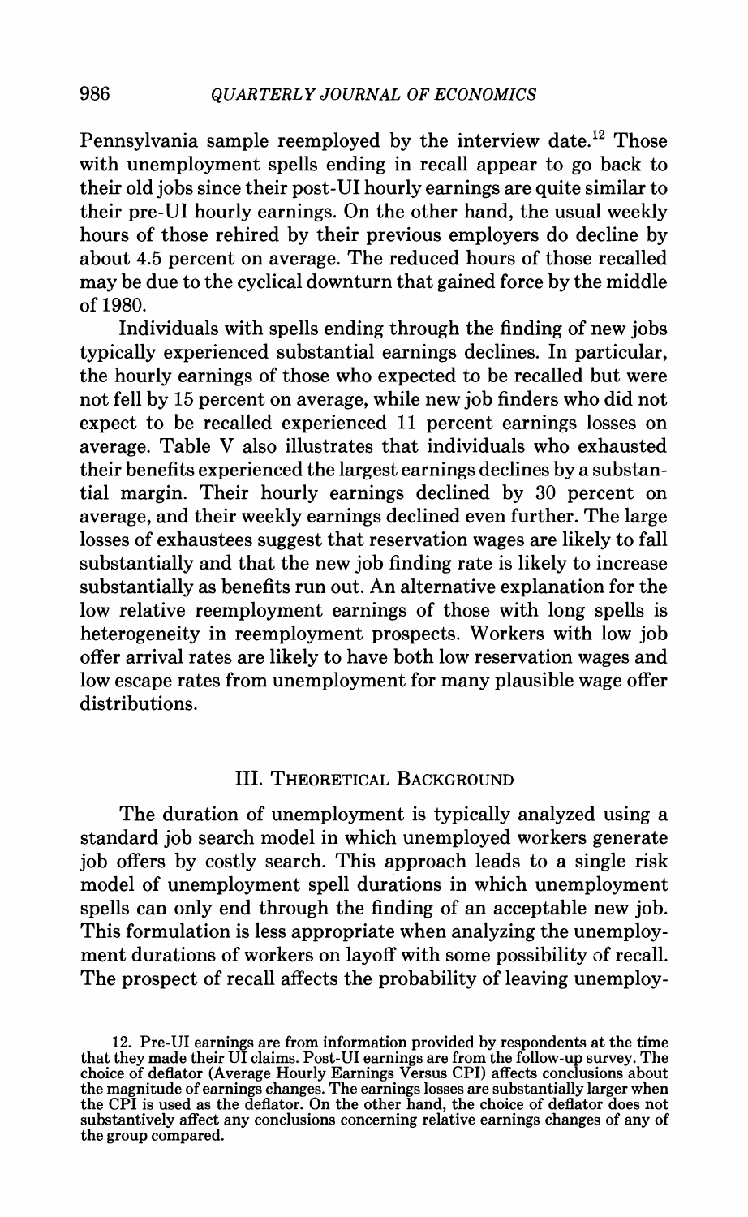Pennsylvania sample reemployed by the interview date.[12] Those with unemployment spells ending in recall appear to go back to their old jobs since their post-UI hourly earnings are quite similar to their pre-UI hourly earnings. On the other hand, the usual weekly hours of those rehired by their previous employers do decline by about 4.5 percent on average. The reduced hours of those recalled may be due to the cyclical downturn that gained force by the middle of 1980.

Individuals with spells ending through the finding of new jobs typically experienced substantial earnings declines. In particular, the hourly earnings of those who expected to be recalled but were not fell by 15 percent on average, while new job finders who did not expect to be recalled experienced 11 percent earnings losses on average. Table V also illustrates that individuals who exhausted their benefits experienced the largest earnings declines by a substantial margin. Their hourly earnings declined by 30 percent on average, and their weekly earnings declined even further. The large losses of exhaustees suggest that reservation wages are likely to fall substantially and that the new job finding rate is likely to increase substantially as benefits run out. An alternative explanation for the low relative reemployment earnings of those with long spells is heterogeneity in reemployment prospects. Workers with low job offer arrival rates are likely to have both low reservation wages and low escape rates from unemployment for many plausible wage offer distributions.

## III. Theoretical Background

The duration of unemployment is typically analyzed using a standard job search model in which unemployed workers generate job offers by costly search. This approach leads to a single risk model of unemployment spell durations in which unemployment spells can only end through the finding of an acceptable new job. This formulation is less appropriate when analyzing the unemployment durations of workers on layoff with some possibility of recall. The prospect of recall affects the probability of leaving unemploy-

12. Pre-UI earnings are from information provided by respondents at the time that they made their UI claims. Post-UI earnings are from the follow-up survey. The choice of deflator (Average Hourly Earnings Versus CPI) affects conclusions about the magnitude of earnings changes. The earnings losses are substantially larger when the CPI is used as the deflator. On the other hand, the choice of deflator does not substantively affect any conclusions concerning relative earnings changes of any of the group compared.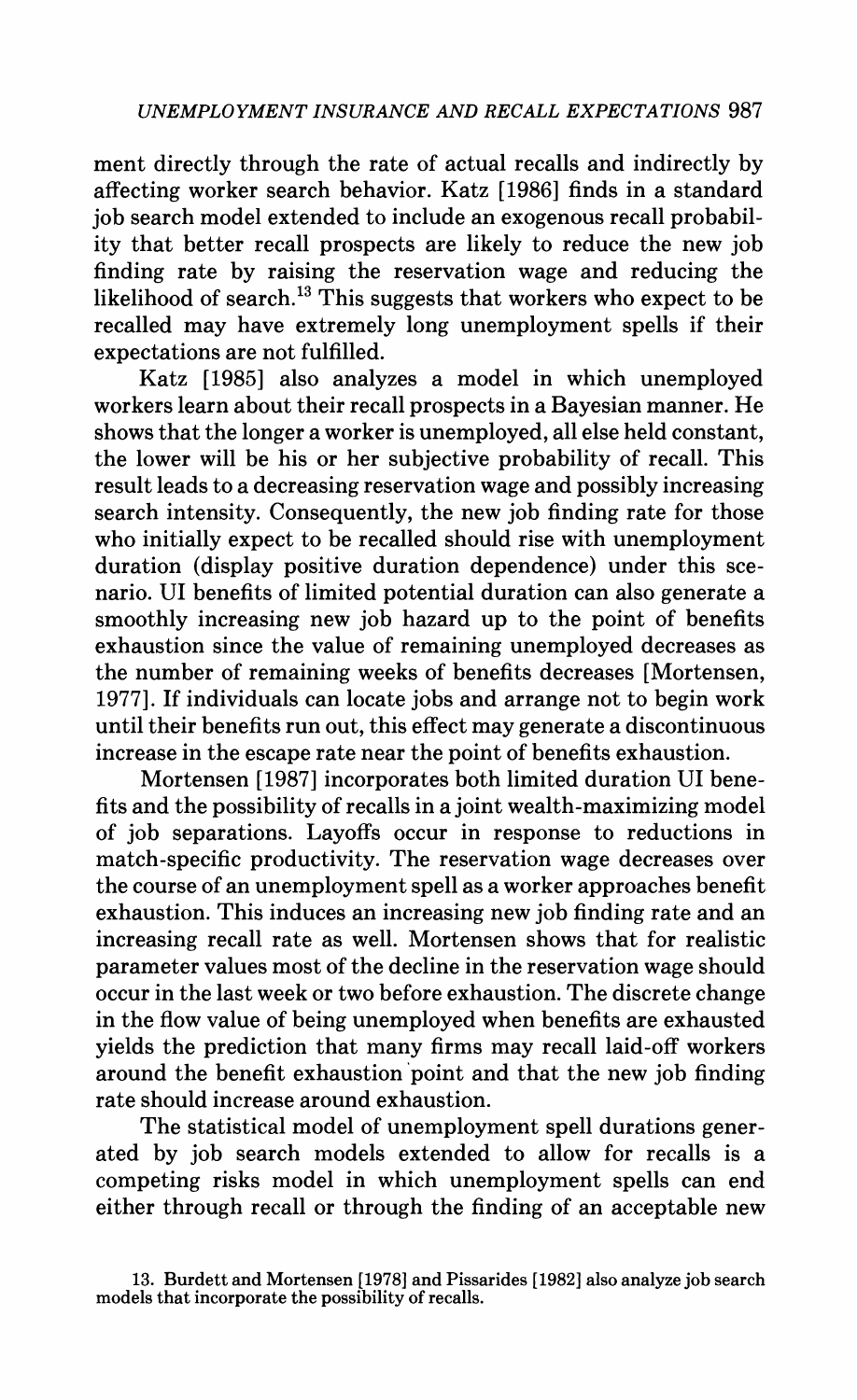ment directly through the rate of actual recalls and indirectly by affecting worker search behavior. Katz [1986] finds in a standard job search model extended to include an exogenous recall probability that better recall prospects are likely to reduce the new job finding rate by raising the reservation wage and reducing the likelihood of search.[13] This suggests that workers who expect to be recalled may have extremely long unemployment spells if their expectations are not fulfilled.

Katz [1985] also analyzes a model in which unemployed workers learn about their recall prospects in a Bayesian manner. He shows that the longer a worker is unemployed, all else held constant, the lower will be his or her subjective probability of recall. This result leads to a decreasing reservation wage and possibly increasing search intensity. Consequently, the new job finding rate for those who initially expect to be recalled should rise with unemployment duration (display positive duration dependence) under this scenario. UI benefits of limited potential duration can also generate a smoothly increasing new job hazard up to the point of benefits exhaustion since the value of remaining unemployed decreases as the number of remaining weeks of benefits decreases [Mortensen, 1977]. If individuals can locate jobs and arrange not to begin work until their benefits run out, this effect may generate a discontinuous increase in the escape rate near the point of benefits exhaustion.

Mortensen [1987] incorporates both limited duration UI benefits and the possibility of recalls in a joint wealth-maximizing model of job separations. Layoffs occur in response to reductions in match-specific productivity. The reservation wage decreases over the course of an unemployment spell as a worker approaches benefit exhaustion. This induces an increasing new job finding rate and an increasing recall rate as well. Mortensen shows that for realistic parameter values most of the decline in the reservation wage should occur in the last week or two before exhaustion. The discrete change in the flow value of being unemployed when benefits are exhausted yields the prediction that many firms may recall laid-off workers around the benefit exhaustion point and that the new job finding rate should increase around exhaustion.

The statistical model of unemployment spell durations generated by job search models extended to allow for recalls is a competing risks model in which unemployment spells can end either through recall or through the finding of an acceptable new

13. Burdett and Mortensen [1978] and Pissarides [1982] also analyze job search models that incorporate the possibility of recalls.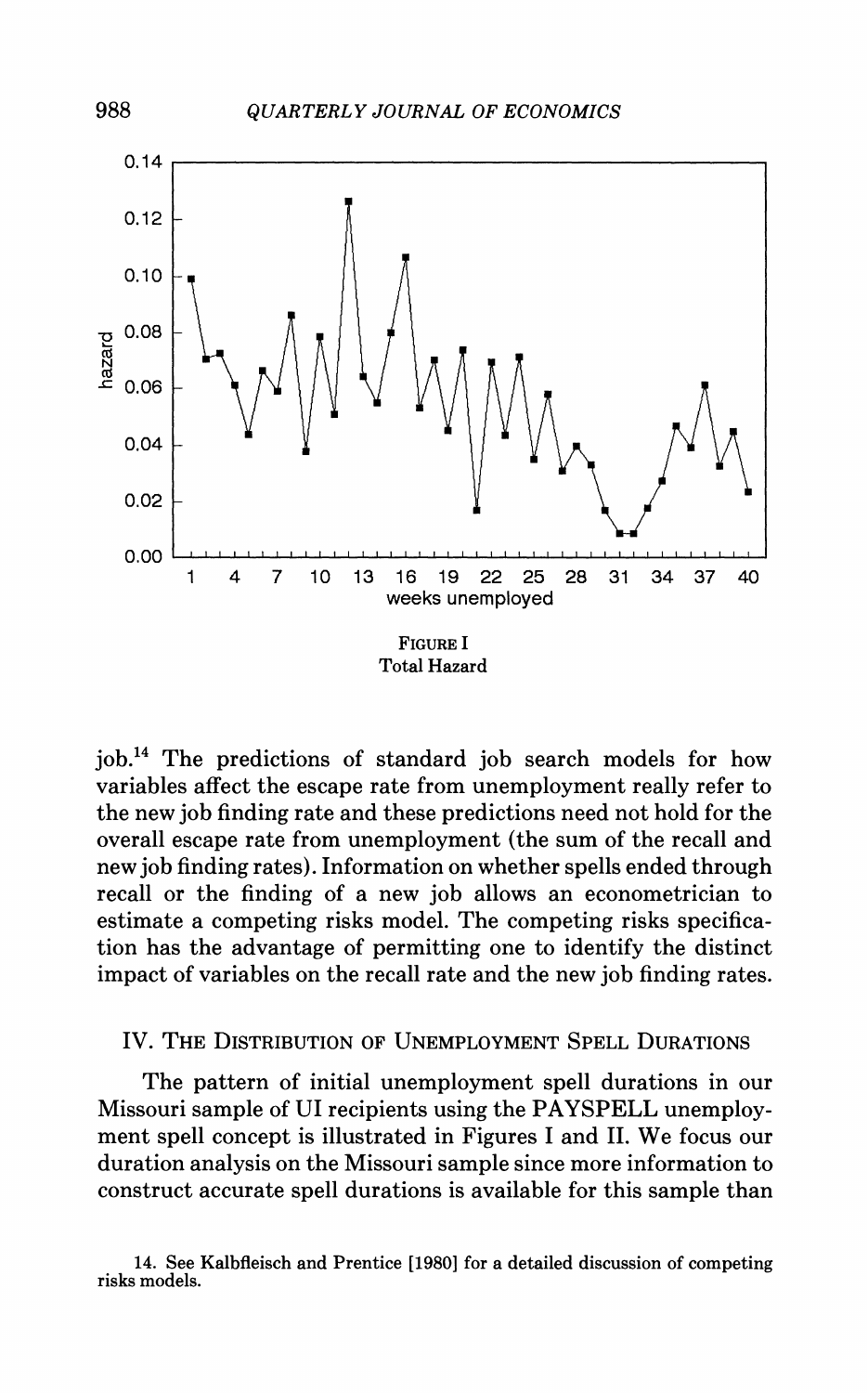FIGURE I
Total Hazard

job.[14] The predictions of standard job search models for how variables affect the escape rate from unemployment really refer to the new job finding rate and these predictions need not hold for the overall escape rate from unemployment (the sum of the recall and new job finding rates). Information on whether spells ended through recall or the finding of a new job allows an econometrician to estimate a competing risks model. The competing risks specification has the advantage of permitting one to identify the distinct impact of variables on the recall rate and the new job finding rates.

## IV. The Distribution of Unemployment Spell Durations

The pattern of initial unemployment spell durations in our Missouri sample of UI recipients using the PAYSPELL unemployment spell concept is illustrated in Figures I and II. We focus our duration analysis on the Missouri sample since more information to construct accurate spell durations is available for this sample than

14. See Kalbfleisch and Prentice [1980] for a detailed discussion of competing risks models.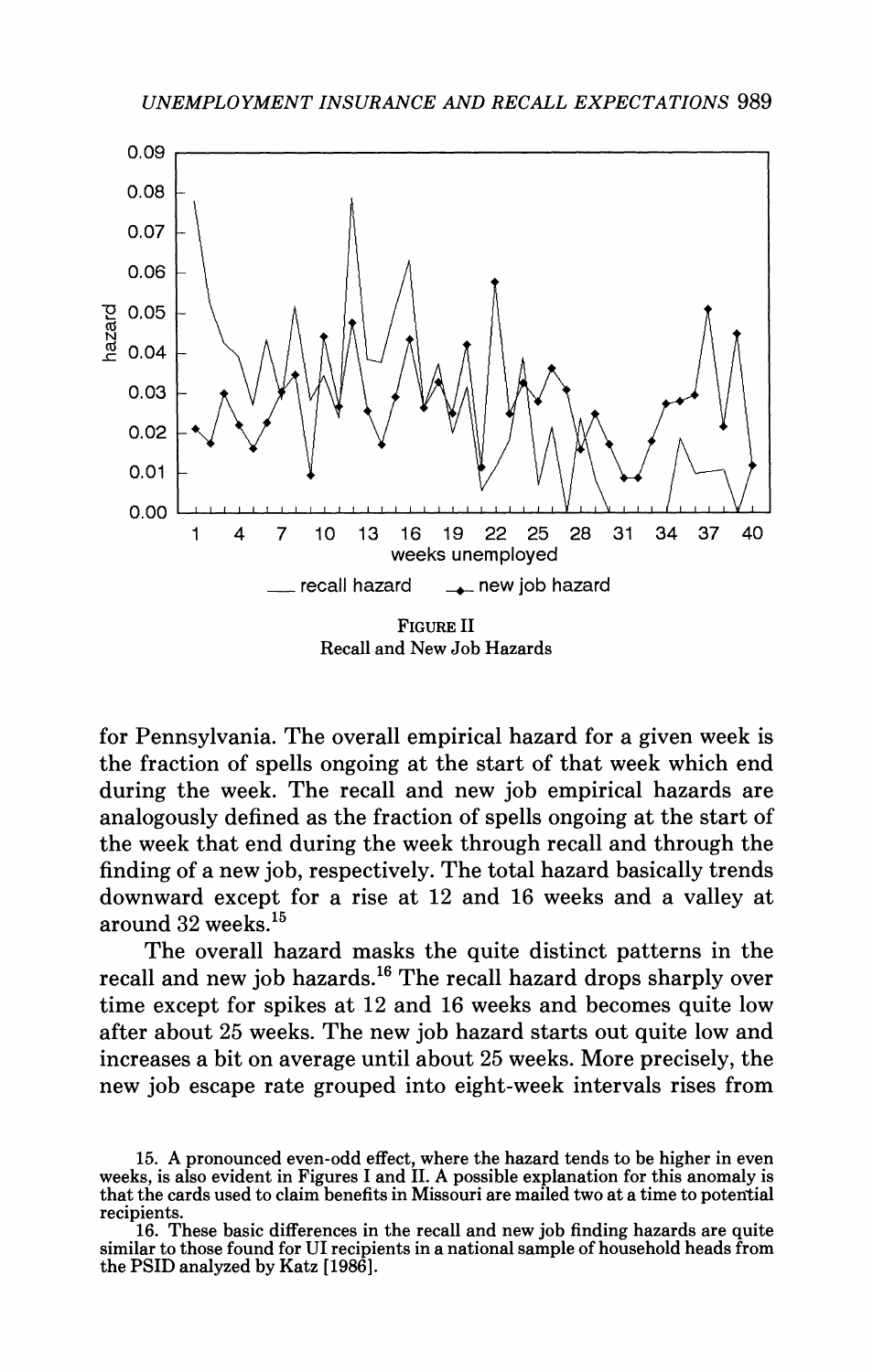FIGURE II
Recall and New Job Hazards

for Pennsylvania. The overall empirical hazard for a given week is the fraction of spells ongoing at the start of that week which end during the week. The recall and new job empirical hazards are analogously defined as the fraction of spells ongoing at the start of the week that end during the week through recall and through the finding of a new job, respectively. The total hazard basically trends downward except for a rise at 12 and 16 weeks and a valley at around 32 weeks.[15]

The overall hazard masks the quite distinct patterns in the recall and new job hazards.[16] The recall hazard drops sharply over time except for spikes at 12 and 16 weeks and becomes quite low after about 25 weeks. The new job hazard starts out quite low and increases a bit on average until about 25 weeks. More precisely, the new job escape rate grouped into eight-week intervals rises from

15. A pronounced even-odd effect, where the hazard tends to be higher in even weeks, is also evident in Figures I and II. A possible explanation for this anomaly is that the cards used to claim benefits in Missouri are mailed two at a time to potential recipients.

16. These basic differences in the recall and new job finding hazards are quite similar to those found for UI recipients in a national sample of household heads from the PSID analyzed by Katz [1986].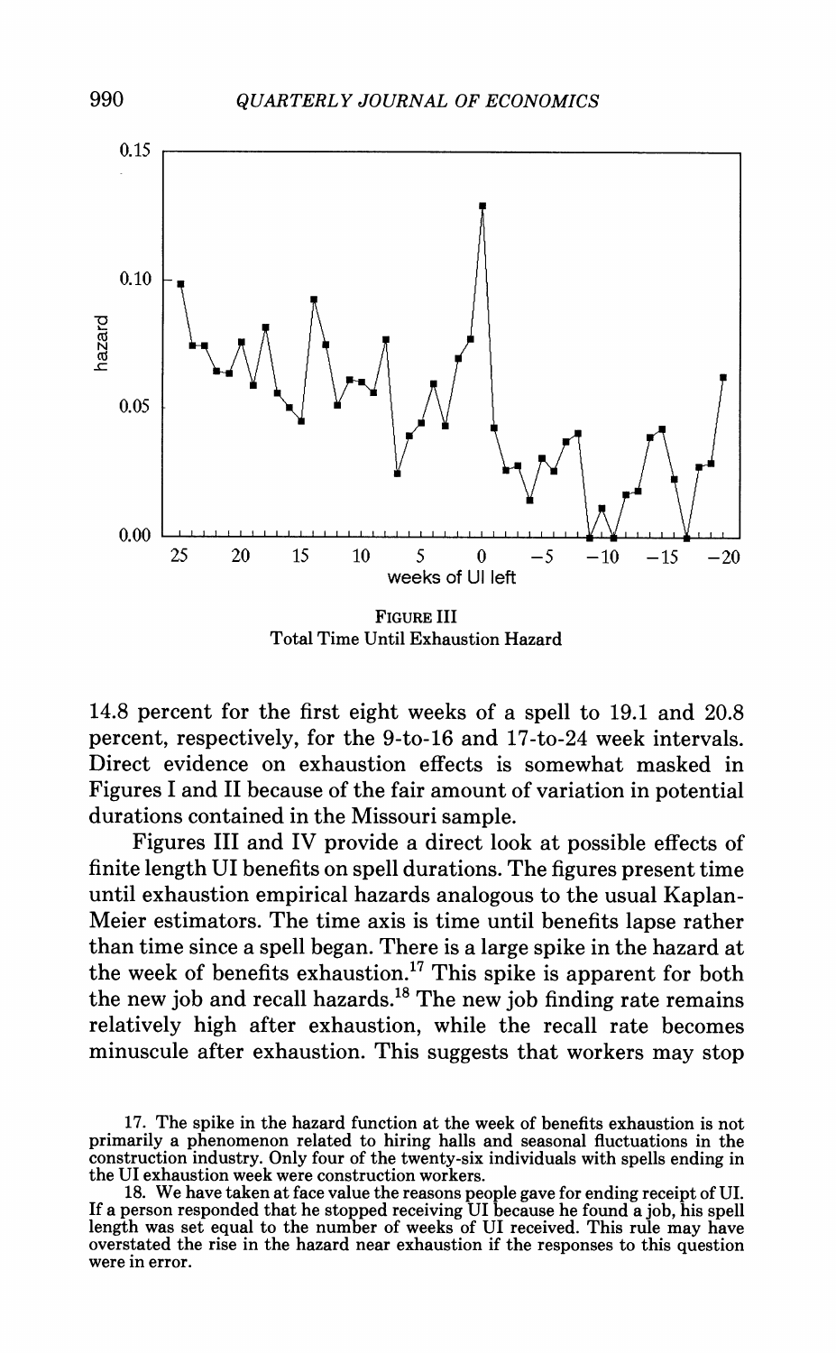FIGURE III
Total Time Until Exhaustion Hazard

14.8 percent for the first eight weeks of a spell to 19.1 and 20.8 percent, respectively, for the 9-to-16 and 17-to-24 week intervals. Direct evidence on exhaustion effects is somewhat masked in Figures I and II because of the fair amount of variation in potential durations contained in the Missouri sample.

Figures III and IV provide a direct look at possible effects of finite length UI benefits on spell durations. The figures present time until exhaustion empirical hazards analogous to the usual Kaplan-Meier estimators. The time axis is time until benefits lapse rather than time since a spell began. There is a large spike in the hazard at the week of benefits exhaustion.[17] This spike is apparent for both the new job and recall hazards.[18] The new job finding rate remains relatively high after exhaustion, while the recall rate becomes minuscule after exhaustion. This suggests that workers may stop

17. The spike in the hazard function at the week of benefits exhaustion is not primarily a phenomenon related to hiring halls and seasonal fluctuations in the construction industry. Only four of the twenty-six individuals with spells ending in the UI exhaustion week were construction workers.

18. We have taken at face value the reasons people gave for ending receipt of UI. If a person responded that he stopped receiving UI because he found a job, his spell length was set equal to the number of weeks of UI received. This rule may have overstated the rise in the hazard near exhaustion if the responses to this question were in error.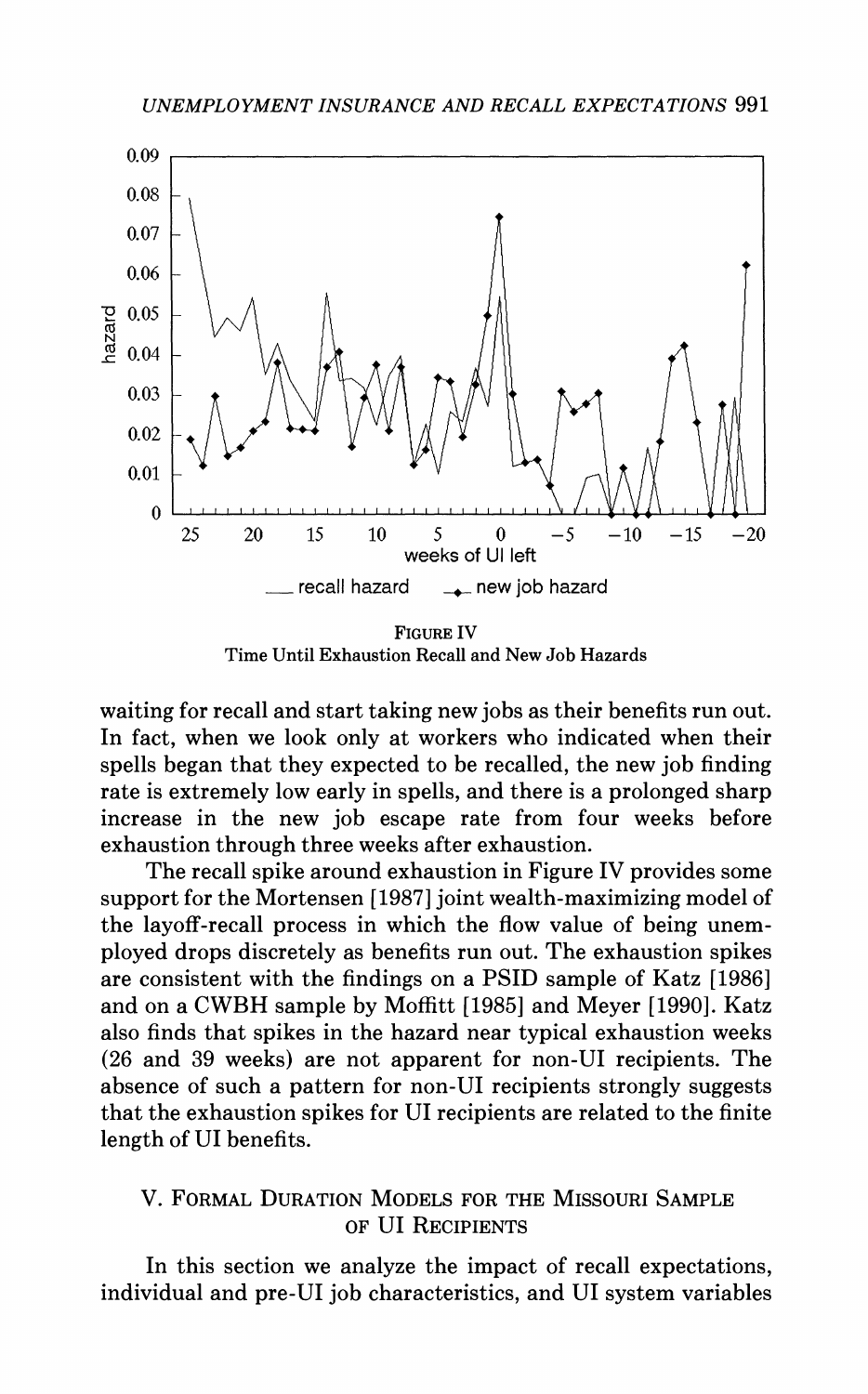FIGURE IV
Time Until Exhaustion Recall and New Job Hazards

waiting for recall and start taking new jobs as their benefits run out. In fact, when we look only at workers who indicated when their spells began that they expected to be recalled, the new job finding rate is extremely low early in spells, and there is a prolonged sharp increase in the new job escape rate from four weeks before exhaustion through three weeks after exhaustion.

The recall spike around exhaustion in Figure IV provides some support for the Mortensen [1987] joint wealth-maximizing model of the layoff-recall process in which the flow value of being unemployed drops discretely as benefits run out. The exhaustion spikes are consistent with the findings on a PSID sample of Katz [1986] and on a CWBH sample by Moffitt [1985] and Meyer [1990]. Katz also finds that spikes in the hazard near typical exhaustion weeks (26 and 39 weeks) are not apparent for non-UI recipients. The absence of such a pattern for non-UI recipients strongly suggests that the exhaustion spikes for UI recipients are related to the finite length of UI benefits.

## V. FORMAL DURATION MODELS FOR THE MISSOURI SAMPLE OF UI RECIPIENTS

In this section we analyze the impact of recall expectations, individual and pre-UI job characteristics, and UI system variables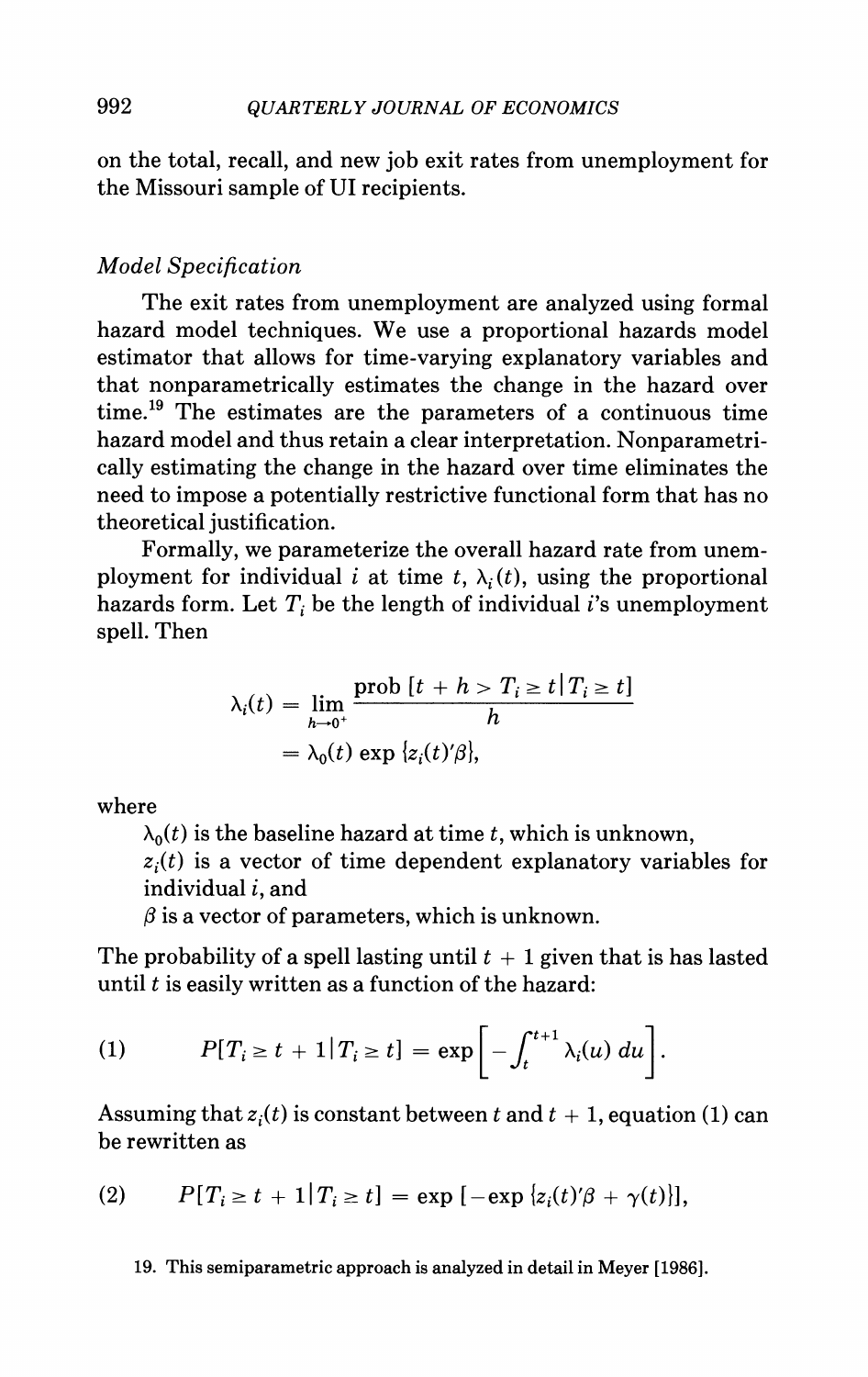on the total, recall, and new job exit rates from unemployment for the Missouri sample of UI recipients.

### *Model Specification*

The exit rates from unemployment are analyzed using formal hazard model techniques. We use a proportional hazards model estimator that allows for time-varying explanatory variables and that nonparametrically estimates the change in the hazard over time.[19] The estimates are the parameters of a continuous time hazard model and thus retain a clear interpretation. Nonparametrically estimating the change in the hazard over time eliminates the need to impose a potentially restrictive functional form that has no theoretical justification.

Formally, we parameterize the overall hazard rate from unemployment for individual $i$ at time $t$, $\lambda_i(t)$, using the proportional hazards form. Let $T_i$ be the length of individual $i$'s unemployment spell. Then

$$\lambda_i(t) = \lim_{h \to 0^+} \frac{\text{prob}\,[t + h > T_i \geq t \mid T_i \geq t]}{h}$$
$$= \lambda_0(t)\exp\{z_i(t)'\beta\},$$

where

$\lambda_0(t)$ is the baseline hazard at time $t$, which is unknown,
$z_i(t)$ is a vector of time dependent explanatory variables for individual $i$, and
$\beta$ is a vector of parameters, which is unknown.

The probability of a spell lasting until $t + 1$ given that is has lasted until $t$ is easily written as a function of the hazard:

$$(1) \qquad P[T_i \geq t + 1 \mid T_i \geq t] = \exp\left[-\int_t^{t+1} \lambda_i(u)\,du\right].$$

Assuming that $z_i(t)$ is constant between $t$ and $t + 1$, equation (1) can be rewritten as

$$(2) \qquad P[T_i \geq t + 1 \mid T_i \geq t] = \exp\left[-\exp\{z_i(t)'\beta + \gamma(t)\}\right],$$

19. This semiparametric approach is analyzed in detail in Meyer [1986].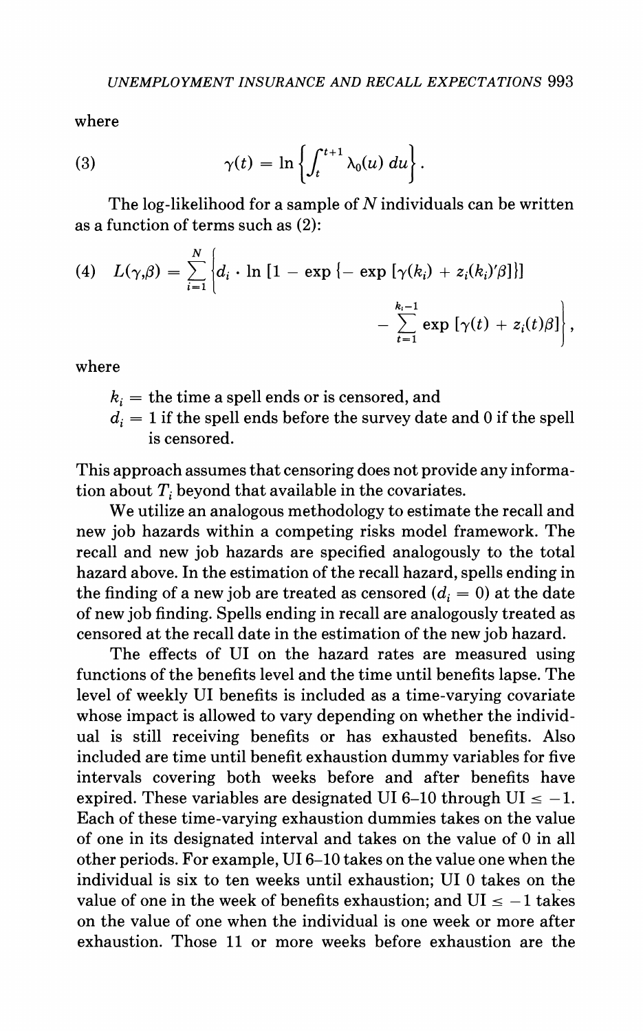where

$$\gamma(t) = \ln \left\{ \int_{t}^{t+1} \lambda_0(u)\, du \right\}. \tag{3}$$

The log-likelihood for a sample of $N$ individuals can be written as a function of terms such as (2):

$$L(\gamma,\beta) = \sum_{i=1}^{N} \left\{ d_i \cdot \ln \left[1 - \exp\left\{-\exp\left[\gamma(k_i) + z_i(k_i)'\beta\right]\right\}\right] - \sum_{t=1}^{k_i - 1} \exp\left[\gamma(t) + z_i(t)\beta\right] \right\}, \tag{4}$$

where

- $k_i$ = the time a spell ends or is censored, and
- $d_i$ = 1 if the spell ends before the survey date and 0 if the spell is censored.

This approach assumes that censoring does not provide any information about $T_i$ beyond that available in the covariates.

We utilize an analogous methodology to estimate the recall and new job hazards within a competing risks model framework. The recall and new job hazards are specified analogously to the total hazard above. In the estimation of the recall hazard, spells ending in the finding of a new job are treated as censored ($d_i = 0$) at the date of new job finding. Spells ending in recall are analogously treated as censored at the recall date in the estimation of the new job hazard.

The effects of UI on the hazard rates are measured using functions of the benefits level and the time until benefits lapse. The level of weekly UI benefits is included as a time-varying covariate whose impact is allowed to vary depending on whether the individual is still receiving benefits or has exhausted benefits. Also included are time until benefit exhaustion dummy variables for five intervals covering both weeks before and after benefits have expired. These variables are designated UI 6–10 through UI $\leq -1$. Each of these time-varying exhaustion dummies takes on the value of one in its designated interval and takes on the value of 0 in all other periods. For example, UI 6–10 takes on the value one when the individual is six to ten weeks until exhaustion; UI 0 takes on the value of one in the week of benefits exhaustion; and UI $\leq -1$ takes on the value of one when the individual is one week or more after exhaustion. Those 11 or more weeks before exhaustion are the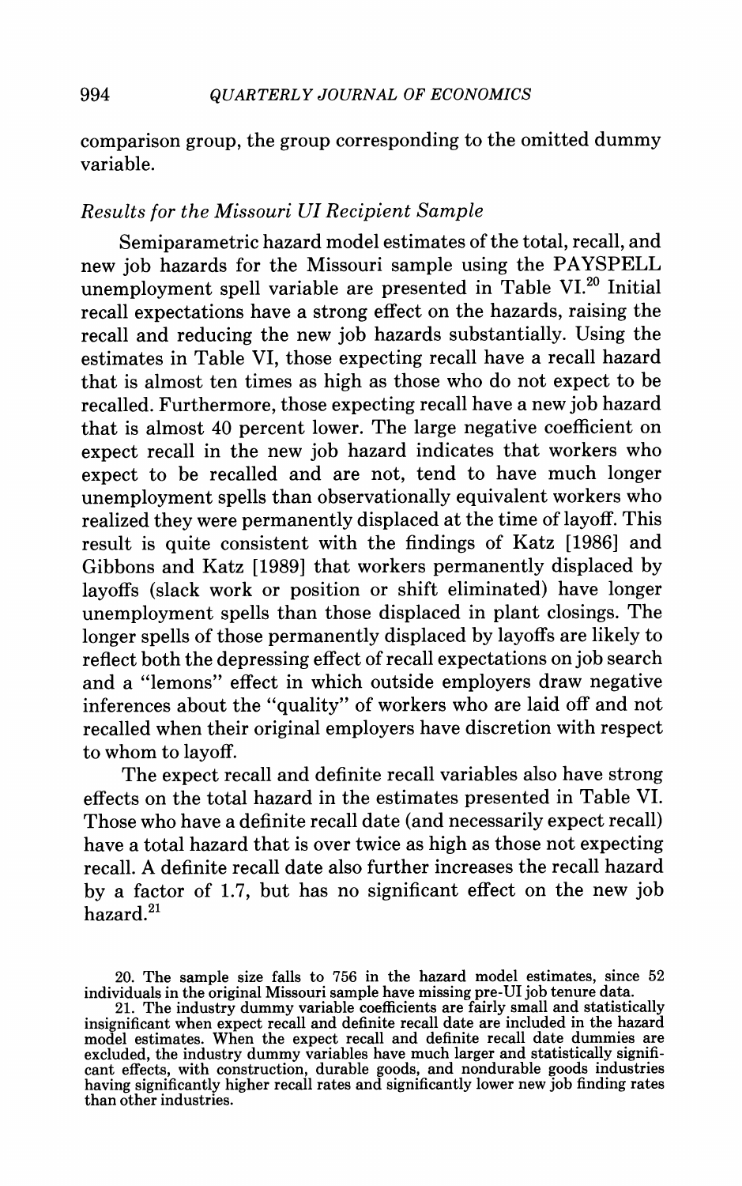comparison group, the group corresponding to the omitted dummy variable.

*Results for the Missouri UI Recipient Sample*

Semiparametric hazard model estimates of the total, recall, and new job hazards for the Missouri sample using the PAYSPELL unemployment spell variable are presented in Table VI.[20] Initial recall expectations have a strong effect on the hazards, raising the recall and reducing the new job hazards substantially. Using the estimates in Table VI, those expecting recall have a recall hazard that is almost ten times as high as those who do not expect to be recalled. Furthermore, those expecting recall have a new job hazard that is almost 40 percent lower. The large negative coefficient on expect recall in the new job hazard indicates that workers who expect to be recalled and are not, tend to have much longer unemployment spells than observationally equivalent workers who realized they were permanently displaced at the time of layoff. This result is quite consistent with the findings of Katz [1986] and Gibbons and Katz [1989] that workers permanently displaced by layoffs (slack work or position or shift eliminated) have longer unemployment spells than those displaced in plant closings. The longer spells of those permanently displaced by layoffs are likely to reflect both the depressing effect of recall expectations on job search and a "lemons" effect in which outside employers draw negative inferences about the "quality" of workers who are laid off and not recalled when their original employers have discretion with respect to whom to layoff.

The expect recall and definite recall variables also have strong effects on the total hazard in the estimates presented in Table VI. Those who have a definite recall date (and necessarily expect recall) have a total hazard that is over twice as high as those not expecting recall. A definite recall date also further increases the recall hazard by a factor of 1.7, but has no significant effect on the new job hazard.[21]

20. The sample size falls to 756 in the hazard model estimates, since 52 individuals in the original Missouri sample have missing pre-UI job tenure data.

21. The industry dummy variable coefficients are fairly small and statistically insignificant when expect recall and definite recall date are included in the hazard model estimates. When the expect recall and definite recall date dummies are excluded, the industry dummy variables have much larger and statistically significant effects, with construction, durable goods, and nondurable goods industries having significantly higher recall rates and significantly lower new job finding rates than other industries.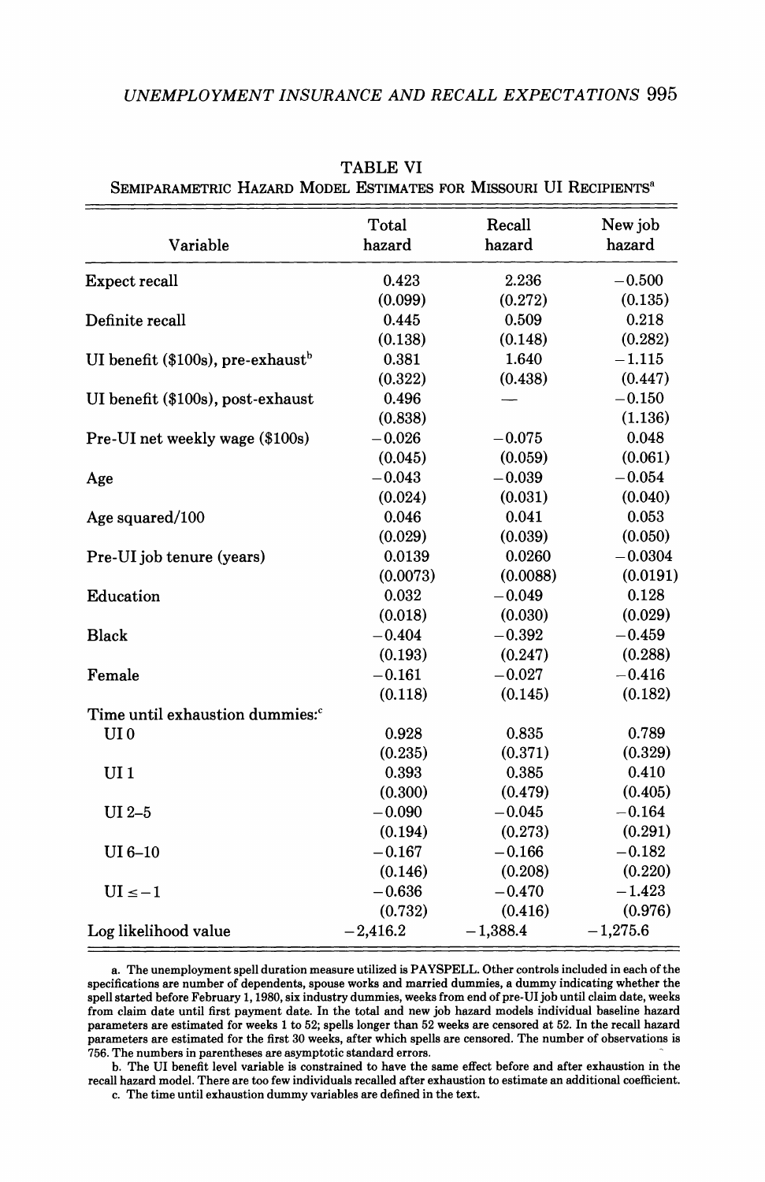TABLE VI

SEMIPARAMETRIC HAZARD MODEL ESTIMATES FOR MISSOURI UI RECIPIENTS[a]

| Variable | Total hazard | Recall hazard | New job hazard |
|---|---|---|---|
| Expect recall | 0.423 | 2.236 | −0.500 |
| | (0.099) | (0.272) | (0.135) |
| Definite recall | 0.445 | 0.509 | 0.218 |
| | (0.138) | (0.148) | (0.282) |
| UI benefit ($100s), pre-exhaust[b] | 0.381 | 1.640 | −1.115 |
| | (0.322) | (0.438) | (0.447) |
| UI benefit ($100s), post-exhaust | 0.496 | — | −0.150 |
| | (0.838) | | (1.136) |
| Pre-UI net weekly wage ($100s) | −0.026 | −0.075 | 0.048 |
| | (0.045) | (0.059) | (0.061) |
| Age | −0.043 | −0.039 | −0.054 |
| | (0.024) | (0.031) | (0.040) |
| Age squared/100 | 0.046 | 0.041 | 0.053 |
| | (0.029) | (0.039) | (0.050) |
| Pre-UI job tenure (years) | 0.0139 | 0.0260 | −0.0304 |
| | (0.0073) | (0.0088) | (0.0191) |
| Education | 0.032 | −0.049 | 0.128 |
| | (0.018) | (0.030) | (0.029) |
| Black | −0.404 | −0.392 | −0.459 |
| | (0.193) | (0.247) | (0.288) |
| Female | −0.161 | −0.027 | −0.416 |
| | (0.118) | (0.145) | (0.182) |
| Time until exhaustion dummies:[c] | | | |
| UI 0 | 0.928 | 0.835 | 0.789 |
| | (0.235) | (0.371) | (0.329) |
| UI 1 | 0.393 | 0.385 | 0.410 |
| | (0.300) | (0.479) | (0.405) |
| UI 2–5 | −0.090 | −0.045 | −0.164 |
| | (0.194) | (0.273) | (0.291) |
| UI 6–10 | −0.167 | −0.166 | −0.182 |
| | (0.146) | (0.208) | (0.220) |
| UI $\leq -1$ | −0.636 | −0.470 | −1.423 |
| | (0.732) | (0.416) | (0.976) |
| Log likelihood value | −2,416.2 | −1,388.4 | −1,275.6 |

a. The unemployment spell duration measure utilized is PAYSPELL. Other controls included in each of the specifications are number of dependents, spouse works and married dummies, a dummy indicating whether the spell started before February 1, 1980, six industry dummies, weeks from end of pre-UI job until claim date, weeks from claim date until first payment date. In the total and new job hazard models individual baseline hazard parameters are estimated for weeks 1 to 52; spells longer than 52 weeks are censored at 52. In the recall hazard parameters are estimated for the first 30 weeks, after which spells are censored. The number of observations is 756. The numbers in parentheses are asymptotic standard errors.

b. The UI benefit level variable is constrained to have the same effect before and after exhaustion in the recall hazard model. There are too few individuals recalled after exhaustion to estimate an additional coefficient.

c. The time until exhaustion dummy variables are defined in the text.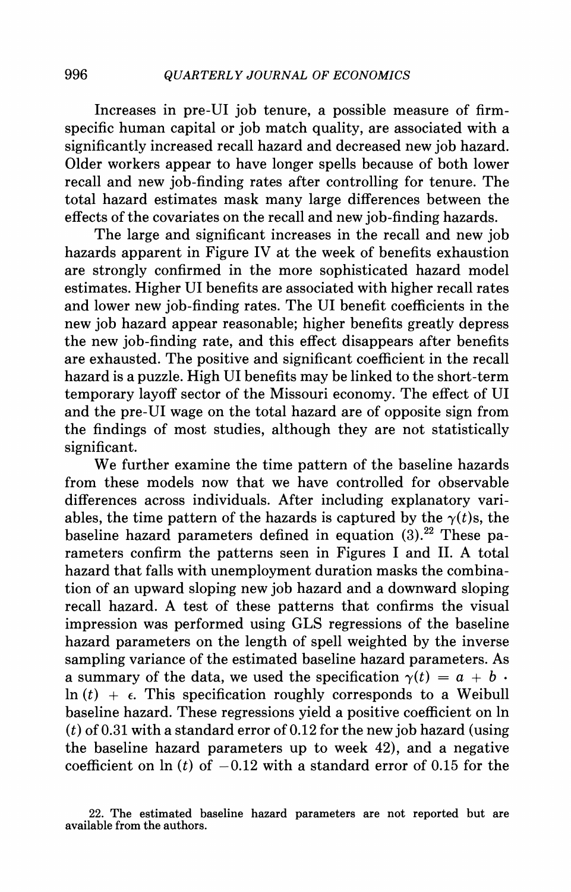Increases in pre-UI job tenure, a possible measure of firm-specific human capital or job match quality, are associated with a significantly increased recall hazard and decreased new job hazard. Older workers appear to have longer spells because of both lower recall and new job-finding rates after controlling for tenure. The total hazard estimates mask many large differences between the effects of the covariates on the recall and new job-finding hazards.

The large and significant increases in the recall and new job hazards apparent in Figure IV at the week of benefits exhaustion are strongly confirmed in the more sophisticated hazard model estimates. Higher UI benefits are associated with higher recall rates and lower new job-finding rates. The UI benefit coefficients in the new job hazard appear reasonable; higher benefits greatly depress the new job-finding rate, and this effect disappears after benefits are exhausted. The positive and significant coefficient in the recall hazard is a puzzle. High UI benefits may be linked to the short-term temporary layoff sector of the Missouri economy. The effect of UI and the pre-UI wage on the total hazard are of opposite sign from the findings of most studies, although they are not statistically significant.

We further examine the time pattern of the baseline hazards from these models now that we have controlled for observable differences across individuals. After including explanatory variables, the time pattern of the hazards is captured by the $\gamma(t)$s, the baseline hazard parameters defined in equation (3).[22] These parameters confirm the patterns seen in Figures I and II. A total hazard that falls with unemployment duration masks the combination of an upward sloping new job hazard and a downward sloping recall hazard. A test of these patterns that confirms the visual impression was performed using GLS regressions of the baseline hazard parameters on the length of spell weighted by the inverse sampling variance of the estimated baseline hazard parameters. As a summary of the data, we used the specification $\gamma(t) = a + b \cdot \ln(t) + \epsilon$. This specification roughly corresponds to a Weibull baseline hazard. These regressions yield a positive coefficient on $\ln(t)$ of 0.31 with a standard error of 0.12 for the new job hazard (using the baseline hazard parameters up to week 42), and a negative coefficient on $\ln(t)$ of $-0.12$ with a standard error of 0.15 for the

22. The estimated baseline hazard parameters are not reported but are available from the authors.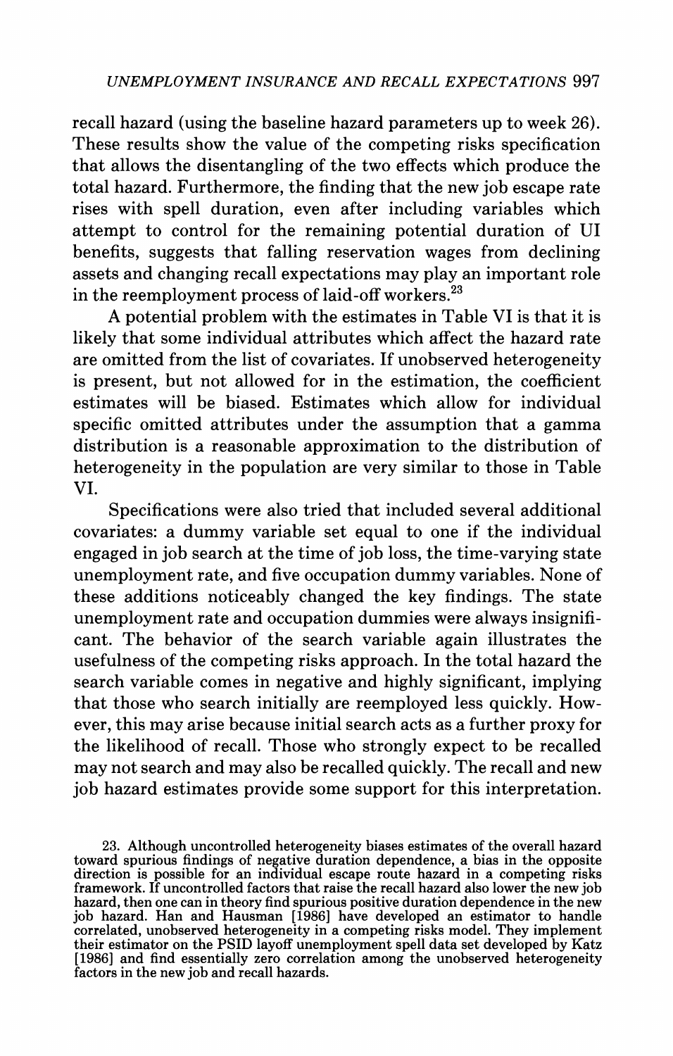recall hazard (using the baseline hazard parameters up to week 26). These results show the value of the competing risks specification that allows the disentangling of the two effects which produce the total hazard. Furthermore, the finding that the new job escape rate rises with spell duration, even after including variables which attempt to control for the remaining potential duration of UI benefits, suggests that falling reservation wages from declining assets and changing recall expectations may play an important role in the reemployment process of laid-off workers.[23]

A potential problem with the estimates in Table VI is that it is likely that some individual attributes which affect the hazard rate are omitted from the list of covariates. If unobserved heterogeneity is present, but not allowed for in the estimation, the coefficient estimates will be biased. Estimates which allow for individual specific omitted attributes under the assumption that a gamma distribution is a reasonable approximation to the distribution of heterogeneity in the population are very similar to those in Table VI.

Specifications were also tried that included several additional covariates: a dummy variable set equal to one if the individual engaged in job search at the time of job loss, the time-varying state unemployment rate, and five occupation dummy variables. None of these additions noticeably changed the key findings. The state unemployment rate and occupation dummies were always insignificant. The behavior of the search variable again illustrates the usefulness of the competing risks approach. In the total hazard the search variable comes in negative and highly significant, implying that those who search initially are reemployed less quickly. However, this may arise because initial search acts as a further proxy for the likelihood of recall. Those who strongly expect to be recalled may not search and may also be recalled quickly. The recall and new job hazard estimates provide some support for this interpretation.

23. Although uncontrolled heterogeneity biases estimates of the overall hazard toward spurious findings of negative duration dependence, a bias in the opposite direction is possible for an individual escape route hazard in a competing risks framework. If uncontrolled factors that raise the recall hazard also lower the new job hazard, then one can in theory find spurious positive duration dependence in the new job hazard. Han and Hausman [1986] have developed an estimator to handle correlated, unobserved heterogeneity in a competing risks model. They implement their estimator on the PSID layoff unemployment spell data set developed by Katz [1986] and find essentially zero correlation among the unobserved heterogeneity factors in the new job and recall hazards.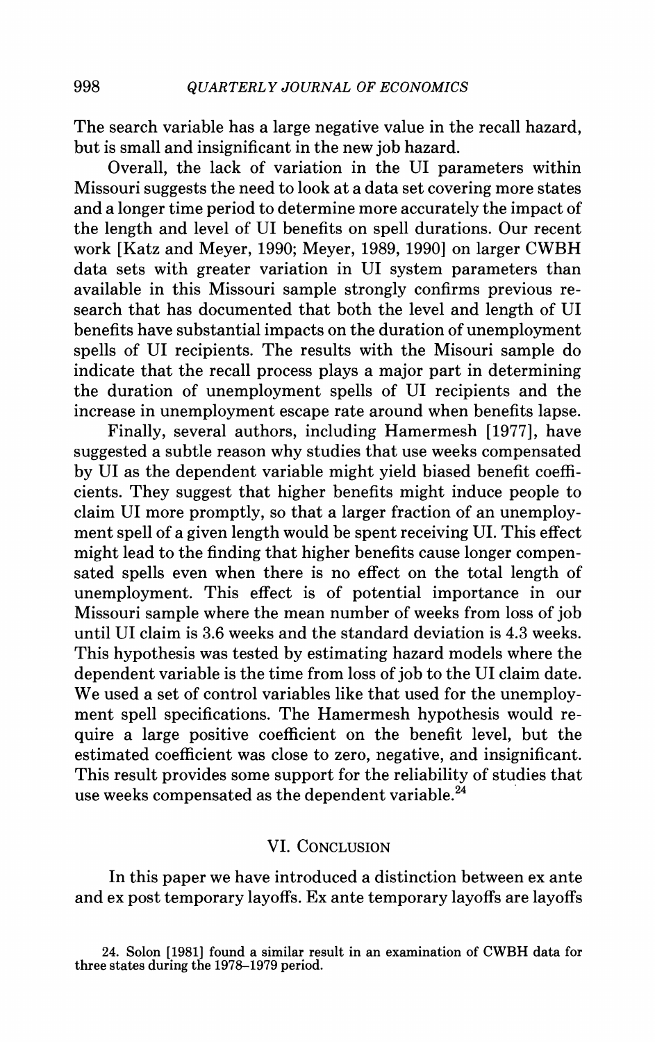The search variable has a large negative value in the recall hazard, but is small and insignificant in the new job hazard.

Overall, the lack of variation in the UI parameters within Missouri suggests the need to look at a data set covering more states and a longer time period to determine more accurately the impact of the length and level of UI benefits on spell durations. Our recent work [Katz and Meyer, 1990; Meyer, 1989, 1990] on larger CWBH data sets with greater variation in UI system parameters than available in this Missouri sample strongly confirms previous research that has documented that both the level and length of UI benefits have substantial impacts on the duration of unemployment spells of UI recipients. The results with the Misouri sample do indicate that the recall process plays a major part in determining the duration of unemployment spells of UI recipients and the increase in unemployment escape rate around when benefits lapse.

Finally, several authors, including Hamermesh [1977], have suggested a subtle reason why studies that use weeks compensated by UI as the dependent variable might yield biased benefit coefficients. They suggest that higher benefits might induce people to claim UI more promptly, so that a larger fraction of an unemployment spell of a given length would be spent receiving UI. This effect might lead to the finding that higher benefits cause longer compensated spells even when there is no effect on the total length of unemployment. This effect is of potential importance in our Missouri sample where the mean number of weeks from loss of job until UI claim is 3.6 weeks and the standard deviation is 4.3 weeks. This hypothesis was tested by estimating hazard models where the dependent variable is the time from loss of job to the UI claim date. We used a set of control variables like that used for the unemployment spell specifications. The Hamermesh hypothesis would require a large positive coefficient on the benefit level, but the estimated coefficient was close to zero, negative, and insignificant. This result provides some support for the reliability of studies that use weeks compensated as the dependent variable.[24]

## VI. Conclusion

In this paper we have introduced a distinction between ex ante and ex post temporary layoffs. Ex ante temporary layoffs are layoffs

24. Solon [1981] found a similar result in an examination of CWBH data for three states during the 1978–1979 period.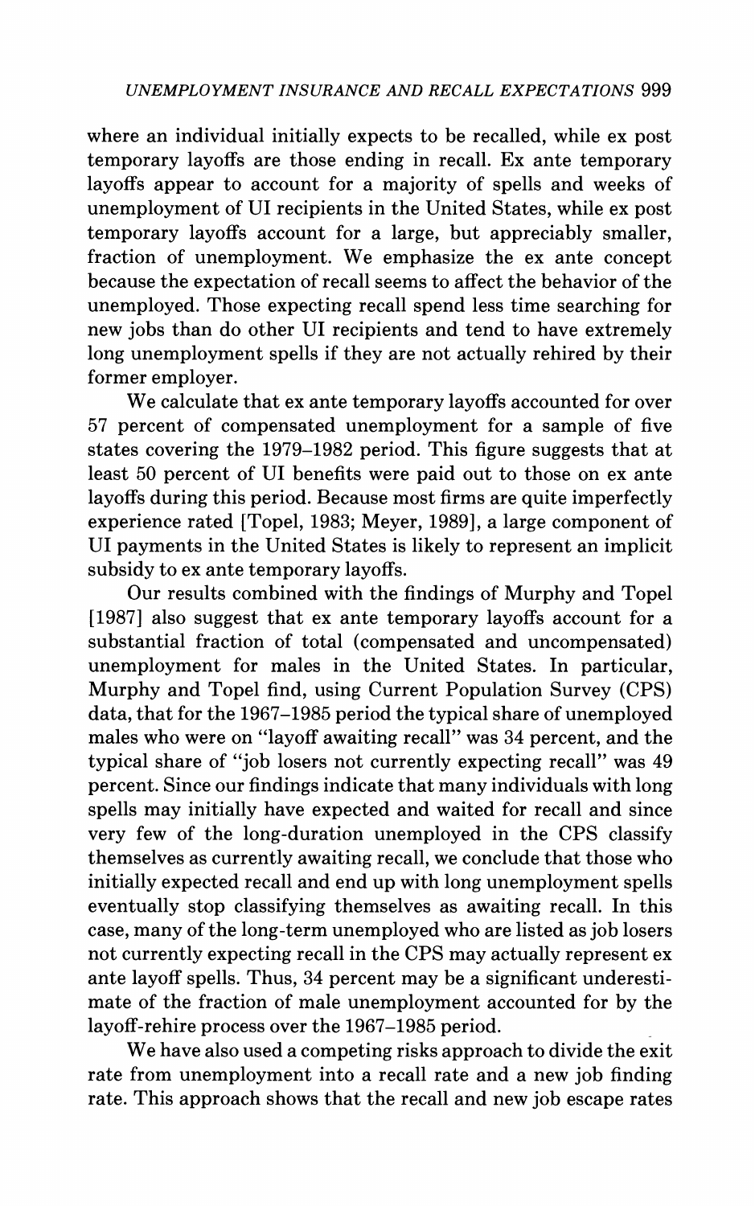where an individual initially expects to be recalled, while ex post temporary layoffs are those ending in recall. Ex ante temporary layoffs appear to account for a majority of spells and weeks of unemployment of UI recipients in the United States, while ex post temporary layoffs account for a large, but appreciably smaller, fraction of unemployment. We emphasize the ex ante concept because the expectation of recall seems to affect the behavior of the unemployed. Those expecting recall spend less time searching for new jobs than do other UI recipients and tend to have extremely long unemployment spells if they are not actually rehired by their former employer.

We calculate that ex ante temporary layoffs accounted for over 57 percent of compensated unemployment for a sample of five states covering the 1979–1982 period. This figure suggests that at least 50 percent of UI benefits were paid out to those on ex ante layoffs during this period. Because most firms are quite imperfectly experience rated [Topel, 1983; Meyer, 1989], a large component of UI payments in the United States is likely to represent an implicit subsidy to ex ante temporary layoffs.

Our results combined with the findings of Murphy and Topel [1987] also suggest that ex ante temporary layoffs account for a substantial fraction of total (compensated and uncompensated) unemployment for males in the United States. In particular, Murphy and Topel find, using Current Population Survey (CPS) data, that for the 1967–1985 period the typical share of unemployed males who were on "layoff awaiting recall" was 34 percent, and the typical share of "job losers not currently expecting recall" was 49 percent. Since our findings indicate that many individuals with long spells may initially have expected and waited for recall and since very few of the long-duration unemployed in the CPS classify themselves as currently awaiting recall, we conclude that those who initially expected recall and end up with long unemployment spells eventually stop classifying themselves as awaiting recall. In this case, many of the long-term unemployed who are listed as job losers not currently expecting recall in the CPS may actually represent ex ante layoff spells. Thus, 34 percent may be a significant underestimate of the fraction of male unemployment accounted for by the layoff-rehire process over the 1967–1985 period.

We have also used a competing risks approach to divide the exit rate from unemployment into a recall rate and a new job finding rate. This approach shows that the recall and new job escape rates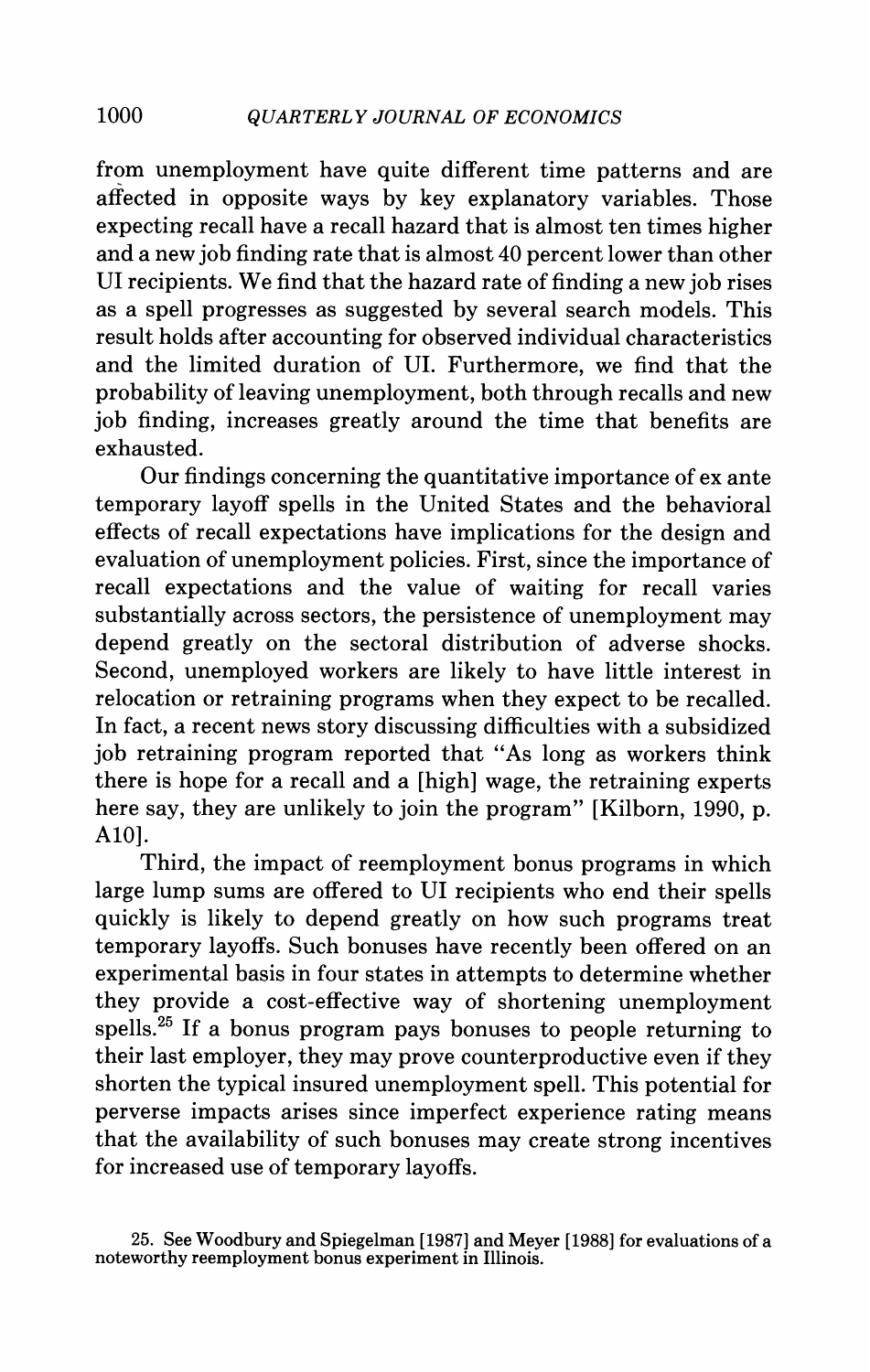from unemployment have quite different time patterns and are affected in opposite ways by key explanatory variables. Those expecting recall have a recall hazard that is almost ten times higher and a new job finding rate that is almost 40 percent lower than other UI recipients. We find that the hazard rate of finding a new job rises as a spell progresses as suggested by several search models. This result holds after accounting for observed individual characteristics and the limited duration of UI. Furthermore, we find that the probability of leaving unemployment, both through recalls and new job finding, increases greatly around the time that benefits are exhausted.

Our findings concerning the quantitative importance of ex ante temporary layoff spells in the United States and the behavioral effects of recall expectations have implications for the design and evaluation of unemployment policies. First, since the importance of recall expectations and the value of waiting for recall varies substantially across sectors, the persistence of unemployment may depend greatly on the sectoral distribution of adverse shocks. Second, unemployed workers are likely to have little interest in relocation or retraining programs when they expect to be recalled. In fact, a recent news story discussing difficulties with a subsidized job retraining program reported that "As long as workers think there is hope for a recall and a [high] wage, the retraining experts here say, they are unlikely to join the program" [Kilborn, 1990, p. A10].

Third, the impact of reemployment bonus programs in which large lump sums are offered to UI recipients who end their spells quickly is likely to depend greatly on how such programs treat temporary layoffs. Such bonuses have recently been offered on an experimental basis in four states in attempts to determine whether they provide a cost-effective way of shortening unemployment spells.[25] If a bonus program pays bonuses to people returning to their last employer, they may prove counterproductive even if they shorten the typical insured unemployment spell. This potential for perverse impacts arises since imperfect experience rating means that the availability of such bonuses may create strong incentives for increased use of temporary layoffs.

25. See Woodbury and Spiegelman [1987] and Meyer [1988] for evaluations of a noteworthy reemployment bonus experiment in Illinois.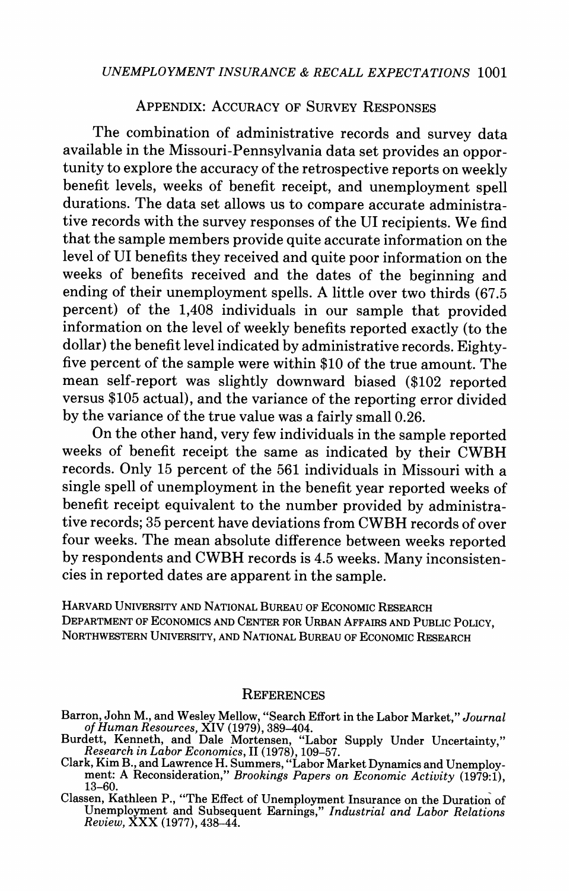## Appendix: Accuracy of Survey Responses

The combination of administrative records and survey data available in the Missouri-Pennsylvania data set provides an opportunity to explore the accuracy of the retrospective reports on weekly benefit levels, weeks of benefit receipt, and unemployment spell durations. The data set allows us to compare accurate administrative records with the survey responses of the UI recipients. We find that the sample members provide quite accurate information on the level of UI benefits they received and quite poor information on the weeks of benefits received and the dates of the beginning and ending of their unemployment spells. A little over two thirds (67.5 percent) of the 1,408 individuals in our sample that provided information on the level of weekly benefits reported exactly (to the dollar) the benefit level indicated by administrative records. Eighty-five percent of the sample were within $10 of the true amount. The mean self-report was slightly downward biased ($102 reported versus $105 actual), and the variance of the reporting error divided by the variance of the true value was a fairly small 0.26.

On the other hand, very few individuals in the sample reported weeks of benefit receipt the same as indicated by their CWBH records. Only 15 percent of the 561 individuals in Missouri with a single spell of unemployment in the benefit year reported weeks of benefit receipt equivalent to the number provided by administrative records; 35 percent have deviations from CWBH records of over four weeks. The mean absolute difference between weeks reported by respondents and CWBH records is 4.5 weeks. Many inconsistencies in reported dates are apparent in the sample.

Harvard University and National Bureau of Economic Research
Department of Economics and Center for Urban Affairs and Public Policy, Northwestern University, and National Bureau of Economic Research

## References

Barron, John M., and Wesley Mellow, "Search Effort in the Labor Market," *Journal of Human Resources,* XIV (1979), 389–404.

Burdett, Kenneth, and Dale Mortensen, "Labor Supply Under Uncertainty," *Research in Labor Economics,* II (1978), 109–57.

Clark, Kim B., and Lawrence H. Summers, "Labor Market Dynamics and Unemployment: A Reconsideration," *Brookings Papers on Economic Activity* (1979:1), 13–60.

Classen, Kathleen P., "The Effect of Unemployment Insurance on the Duration of Unemployment and Subsequent Earnings," *Industrial and Labor Relations Review,* XXX (1977), 438–44.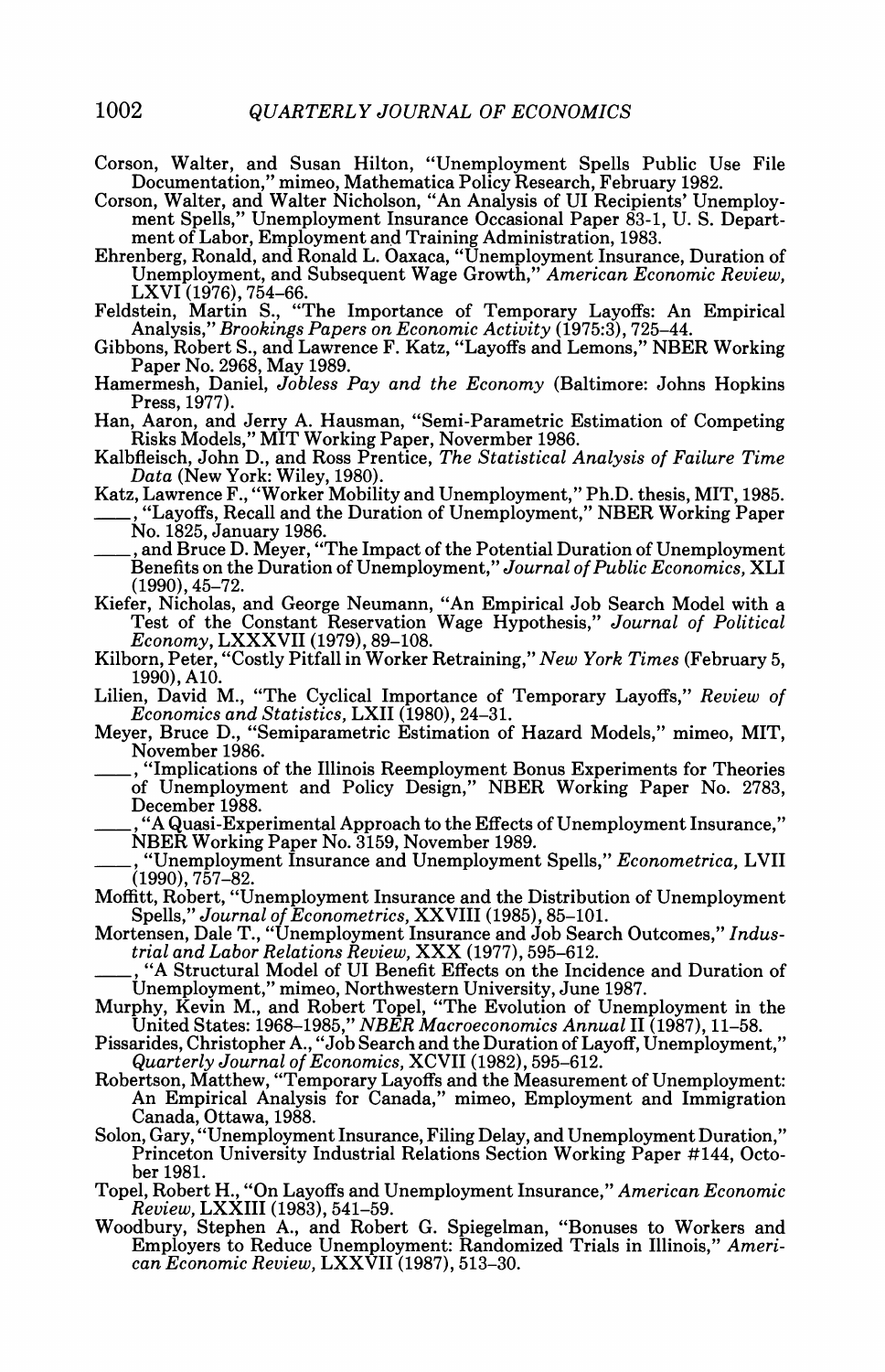Corson, Walter, and Susan Hilton, "Unemployment Spells Public Use File Documentation," mimeo, Mathematica Policy Research, February 1982.

Corson, Walter, and Walter Nicholson, "An Analysis of UI Recipients' Unemployment Spells," Unemployment Insurance Occasional Paper 83-1, U. S. Department of Labor, Employment and Training Administration, 1983.

Ehrenberg, Ronald, and Ronald L. Oaxaca, "Unemployment Insurance, Duration of Unemployment, and Subsequent Wage Growth," *American Economic Review*, LXVI (1976), 754–66.

Feldstein, Martin S., "The Importance of Temporary Layoffs: An Empirical Analysis," *Brookings Papers on Economic Activity* (1975:3), 725–44.

Gibbons, Robert S., and Lawrence F. Katz, "Layoffs and Lemons," NBER Working Paper No. 2968, May 1989.

Hamermesh, Daniel, *Jobless Pay and the Economy* (Baltimore: Johns Hopkins Press, 1977).

Han, Aaron, and Jerry A. Hausman, "Semi-Parametric Estimation of Competing Risks Models," MIT Working Paper, November 1986.

Kalbfleisch, John D., and Ross Prentice, *The Statistical Analysis of Failure Time Data* (New York: Wiley, 1980).

Katz, Lawrence F., "Worker Mobility and Unemployment," Ph.D. thesis, MIT, 1985.

——, "Layoffs, Recall and the Duration of Unemployment," NBER Working Paper No. 1825, January 1986.

——, and Bruce D. Meyer, "The Impact of the Potential Duration of Unemployment Benefits on the Duration of Unemployment," *Journal of Public Economics*, XLI (1990), 45–72.

Kiefer, Nicholas, and George Neumann, "An Empirical Job Search Model with a Test of the Constant Reservation Wage Hypothesis," *Journal of Political Economy*, LXXXVII (1979), 89–108.

Kilborn, Peter, "Costly Pitfall in Worker Retraining," *New York Times* (February 5, 1990), A10.

Lilien, David M., "The Cyclical Importance of Temporary Layoffs," *Review of Economics and Statistics*, LXII (1980), 24–31.

Meyer, Bruce D., "Semiparametric Estimation of Hazard Models," mimeo, MIT, November 1986.

——, "Implications of the Illinois Reemployment Bonus Experiments for Theories of Unemployment and Policy Design," NBER Working Paper No. 2783, December 1988.

——, "A Quasi-Experimental Approach to the Effects of Unemployment Insurance," NBER Working Paper No. 3159, November 1989.

——, "Unemployment Insurance and Unemployment Spells," *Econometrica*, LVII (1990), 757–82.

Moffitt, Robert, "Unemployment Insurance and the Distribution of Unemployment Spells," *Journal of Econometrics*, XXVIII (1985), 85–101.

Mortensen, Dale T., "Unemployment Insurance and Job Search Outcomes," *Industrial and Labor Relations Review*, XXX (1977), 595–612.

——, "A Structural Model of UI Benefit Effects on the Incidence and Duration of Unemployment," mimeo, Northwestern University, June 1987.

Murphy, Kevin M., and Robert Topel, "The Evolution of Unemployment in the United States: 1968–1985," *NBER Macroeconomics Annual* II (1987), 11–58.

Pissarides, Christopher A., "Job Search and the Duration of Layoff, Unemployment," *Quarterly Journal of Economics*, XCVII (1982), 595–612.

Robertson, Matthew, "Temporary Layoffs and the Measurement of Unemployment: An Empirical Analysis for Canada," mimeo, Employment and Immigration Canada, Ottawa, 1988.

Solon, Gary, "Unemployment Insurance, Filing Delay, and Unemployment Duration," Princeton University Industrial Relations Section Working Paper #144, October 1981.

Topel, Robert H., "On Layoffs and Unemployment Insurance," *American Economic Review*, LXXIII (1983), 541–59.

Woodbury, Stephen A., and Robert G. Spiegelman, "Bonuses to Workers and Employers to Reduce Unemployment: Randomized Trials in Illinois," *American Economic Review*, LXXVII (1987), 513–30.